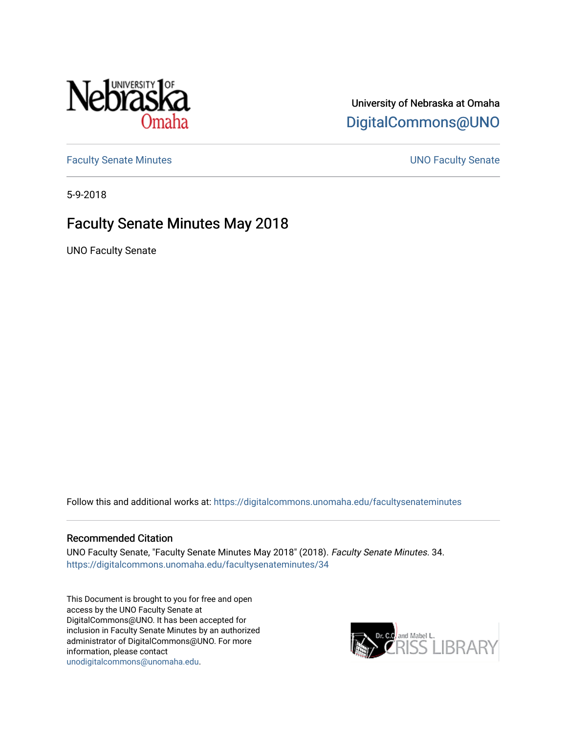University of Nebraska at Omaha

DigitalCommons@UNO

Faculty Senate Minutes

UNO Faculty Senate

5-9-2018

# Faculty Senate Minutes May 2018

UNO Faculty Senate

Follow this and additional works at: https://digitalcommons.unomaha.edu/facultysenateminutes

## Recommended Citation

UNO Faculty Senate, "Faculty Senate Minutes May 2018" (2018). *Faculty Senate Minutes*. 34.
https://digitalcommons.unomaha.edu/facultysenateminutes/34

This Document is brought to you for free and open access by the UNO Faculty Senate at DigitalCommons@UNO. It has been accepted for inclusion in Faculty Senate Minutes by an authorized administrator of DigitalCommons@UNO. For more information, please contact unodigitalcommons@unomaha.edu.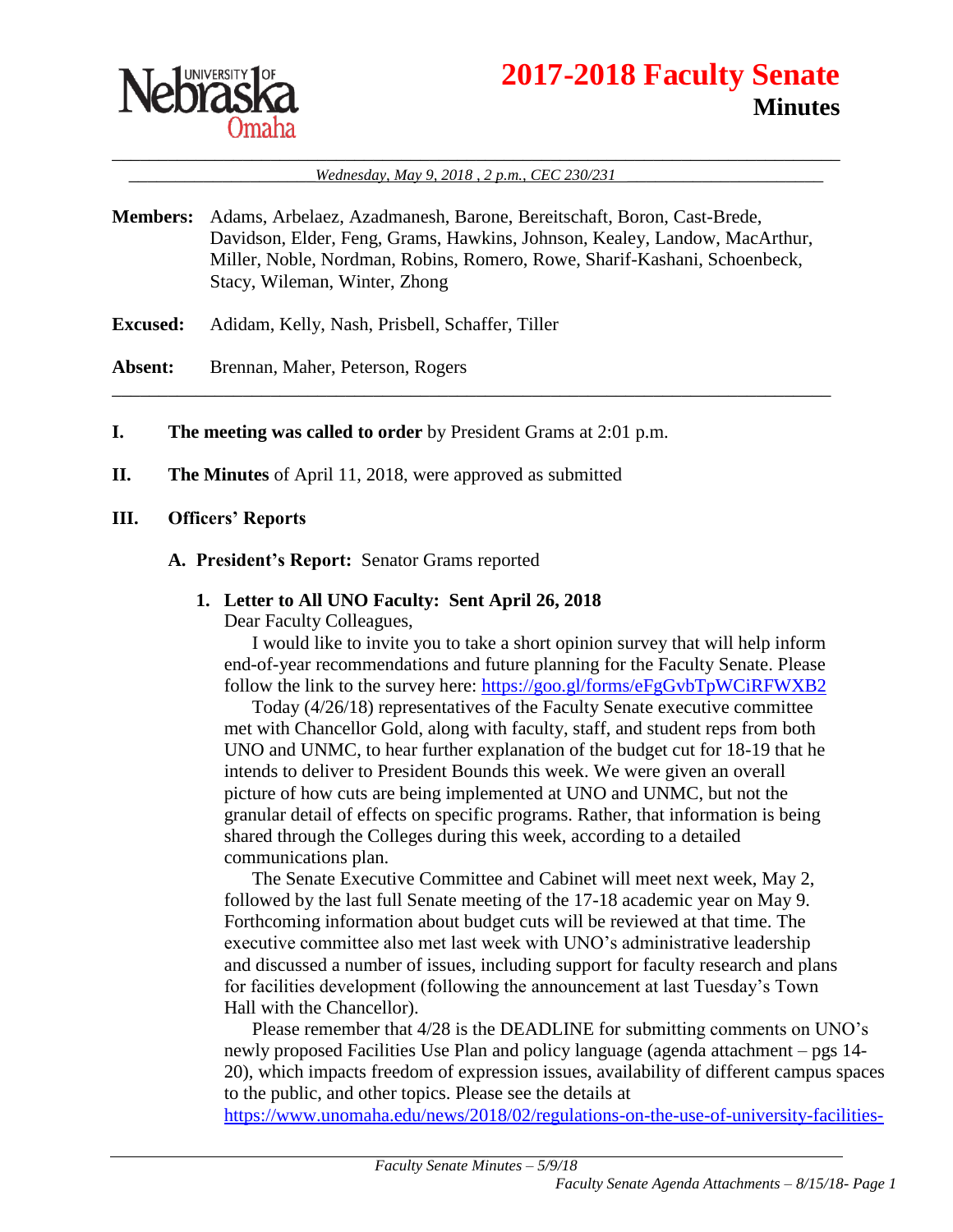# 2017-2018 Faculty Senate
## Minutes

*Wednesday, May 9, 2018 , 2 p.m., CEC 230/231*

**Members:** Adams, Arbelaez, Azadmanesh, Barone, Bereitschaft, Boron, Cast-Brede, Davidson, Elder, Feng, Grams, Hawkins, Johnson, Kealey, Landow, MacArthur, Miller, Noble, Nordman, Robins, Romero, Rowe, Sharif-Kashani, Schoenbeck, Stacy, Wileman, Winter, Zhong

**Excused:** Adidam, Kelly, Nash, Prisbell, Schaffer, Tiller

**Absent:** Brennan, Maher, Peterson, Rogers

---

**I. The meeting was called to order** by President Grams at 2:01 p.m.

**II. The Minutes** of April 11, 2018, were approved as submitted

**III. Officers' Reports**

**A. President's Report:** Senator Grams reported

**1. Letter to All UNO Faculty: Sent April 26, 2018**

Dear Faculty Colleagues,

I would like to invite you to take a short opinion survey that will help inform end-of-year recommendations and future planning for the Faculty Senate. Please follow the link to the survey here: https://goo.gl/forms/eFgGvbTpWCiRFWXB2

Today (4/26/18) representatives of the Faculty Senate executive committee met with Chancellor Gold, along with faculty, staff, and student reps from both UNO and UNMC, to hear further explanation of the budget cut for 18-19 that he intends to deliver to President Bounds this week. We were given an overall picture of how cuts are being implemented at UNO and UNMC, but not the granular detail of effects on specific programs. Rather, that information is being shared through the Colleges during this week, according to a detailed communications plan.

The Senate Executive Committee and Cabinet will meet next week, May 2, followed by the last full Senate meeting of the 17-18 academic year on May 9. Forthcoming information about budget cuts will be reviewed at that time. The executive committee also met last week with UNO's administrative leadership and discussed a number of issues, including support for faculty research and plans for facilities development (following the announcement at last Tuesday's Town Hall with the Chancellor).

Please remember that 4/28 is the DEADLINE for submitting comments on UNO's newly proposed Facilities Use Plan and policy language (agenda attachment – pgs 14-20), which impacts freedom of expression issues, availability of different campus spaces to the public, and other topics. Please see the details at https://www.unomaha.edu/news/2018/02/regulations-on-the-use-of-university-facilities-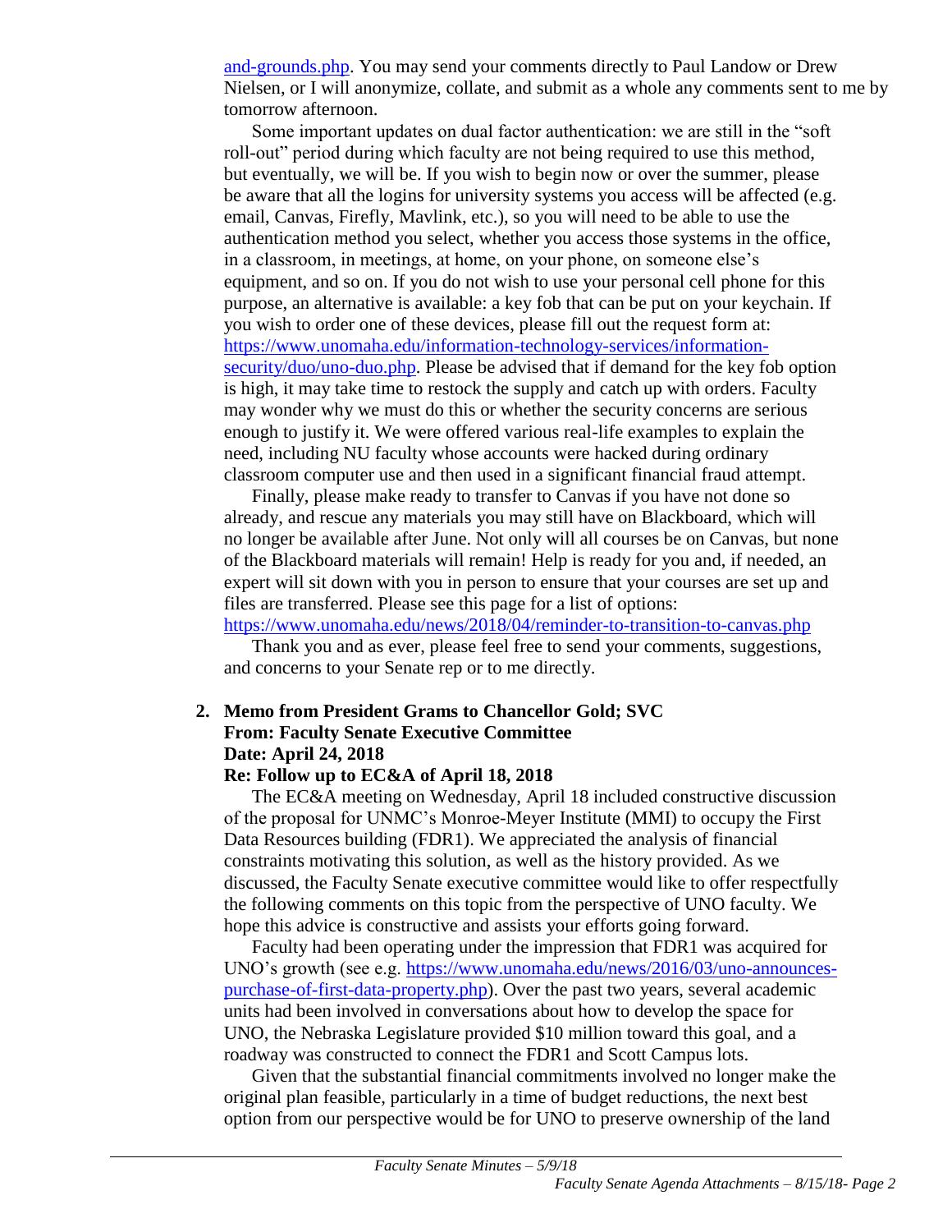and-grounds.php. You may send your comments directly to Paul Landow or Drew Nielsen, or I will anonymize, collate, and submit as a whole any comments sent to me by tomorrow afternoon.

Some important updates on dual factor authentication: we are still in the "soft roll-out" period during which faculty are not being required to use this method, but eventually, we will be. If you wish to begin now or over the summer, please be aware that all the logins for university systems you access will be affected (e.g. email, Canvas, Firefly, Mavlink, etc.), so you will need to be able to use the authentication method you select, whether you access those systems in the office, in a classroom, in meetings, at home, on your phone, on someone else's equipment, and so on. If you do not wish to use your personal cell phone for this purpose, an alternative is available: a key fob that can be put on your keychain. If you wish to order one of these devices, please fill out the request form at: https://www.unomaha.edu/information-technology-services/information-security/duo/uno-duo.php. Please be advised that if demand for the key fob option is high, it may take time to restock the supply and catch up with orders. Faculty may wonder why we must do this or whether the security concerns are serious enough to justify it. We were offered various real-life examples to explain the need, including NU faculty whose accounts were hacked during ordinary classroom computer use and then used in a significant financial fraud attempt.

Finally, please make ready to transfer to Canvas if you have not done so already, and rescue any materials you may still have on Blackboard, which will no longer be available after June. Not only will all courses be on Canvas, but none of the Blackboard materials will remain! Help is ready for you and, if needed, an expert will sit down with you in person to ensure that your courses are set up and files are transferred. Please see this page for a list of options: https://www.unomaha.edu/news/2018/04/reminder-to-transition-to-canvas.php

Thank you and as ever, please feel free to send your comments, suggestions, and concerns to your Senate rep or to me directly.

2. **Memo from President Grams to Chancellor Gold; SVC**
   **From: Faculty Senate Executive Committee**
   **Date: April 24, 2018**
   **Re: Follow up to EC&A of April 18, 2018**

   The EC&A meeting on Wednesday, April 18 included constructive discussion of the proposal for UNMC's Monroe-Meyer Institute (MMI) to occupy the First Data Resources building (FDR1). We appreciated the analysis of financial constraints motivating this solution, as well as the history provided. As we discussed, the Faculty Senate executive committee would like to offer respectfully the following comments on this topic from the perspective of UNO faculty. We hope this advice is constructive and assists your efforts going forward.

   Faculty had been operating under the impression that FDR1 was acquired for UNO's growth (see e.g. https://www.unomaha.edu/news/2016/03/uno-announces-purchase-of-first-data-property.php). Over the past two years, several academic units had been involved in conversations about how to develop the space for UNO, the Nebraska Legislature provided \$10 million toward this goal, and a roadway was constructed to connect the FDR1 and Scott Campus lots.

   Given that the substantial financial commitments involved no longer make the original plan feasible, particularly in a time of budget reductions, the next best option from our perspective would be for UNO to preserve ownership of the land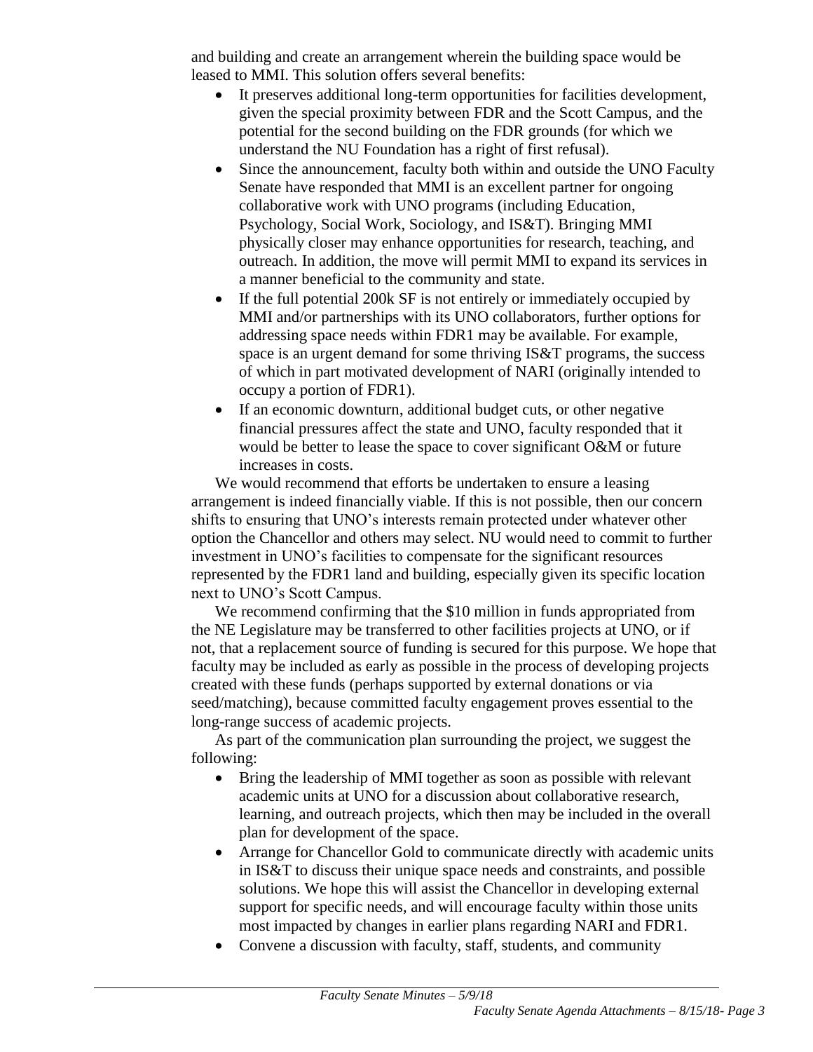and building and create an arrangement wherein the building space would be leased to MMI. This solution offers several benefits:

- It preserves additional long-term opportunities for facilities development, given the special proximity between FDR and the Scott Campus, and the potential for the second building on the FDR grounds (for which we understand the NU Foundation has a right of first refusal).
- Since the announcement, faculty both within and outside the UNO Faculty Senate have responded that MMI is an excellent partner for ongoing collaborative work with UNO programs (including Education, Psychology, Social Work, Sociology, and IS&T). Bringing MMI physically closer may enhance opportunities for research, teaching, and outreach. In addition, the move will permit MMI to expand its services in a manner beneficial to the community and state.
- If the full potential 200k SF is not entirely or immediately occupied by MMI and/or partnerships with its UNO collaborators, further options for addressing space needs within FDR1 may be available. For example, space is an urgent demand for some thriving IS&T programs, the success of which in part motivated development of NARI (originally intended to occupy a portion of FDR1).
- If an economic downturn, additional budget cuts, or other negative financial pressures affect the state and UNO, faculty responded that it would be better to lease the space to cover significant O&M or future increases in costs.

We would recommend that efforts be undertaken to ensure a leasing arrangement is indeed financially viable. If this is not possible, then our concern shifts to ensuring that UNO's interests remain protected under whatever other option the Chancellor and others may select. NU would need to commit to further investment in UNO's facilities to compensate for the significant resources represented by the FDR1 land and building, especially given its specific location next to UNO's Scott Campus.

We recommend confirming that the $10 million in funds appropriated from the NE Legislature may be transferred to other facilities projects at UNO, or if not, that a replacement source of funding is secured for this purpose. We hope that faculty may be included as early as possible in the process of developing projects created with these funds (perhaps supported by external donations or via seed/matching), because committed faculty engagement proves essential to the long-range success of academic projects.

As part of the communication plan surrounding the project, we suggest the following:

- Bring the leadership of MMI together as soon as possible with relevant academic units at UNO for a discussion about collaborative research, learning, and outreach projects, which then may be included in the overall plan for development of the space.
- Arrange for Chancellor Gold to communicate directly with academic units in IS&T to discuss their unique space needs and constraints, and possible solutions. We hope this will assist the Chancellor in developing external support for specific needs, and will encourage faculty within those units most impacted by changes in earlier plans regarding NARI and FDR1.
- Convene a discussion with faculty, staff, students, and community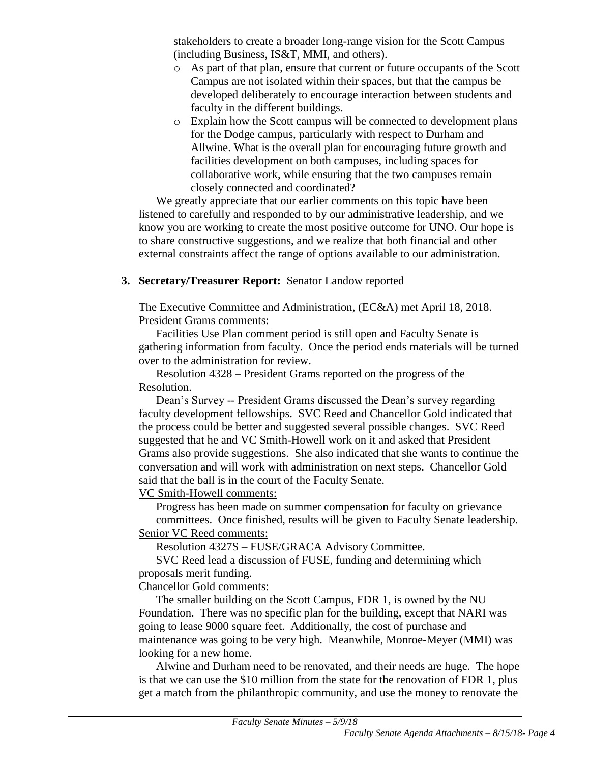stakeholders to create a broader long-range vision for the Scott Campus (including Business, IS&T, MMI, and others).

- As part of that plan, ensure that current or future occupants of the Scott Campus are not isolated within their spaces, but that the campus be developed deliberately to encourage interaction between students and faculty in the different buildings.
- Explain how the Scott campus will be connected to development plans for the Dodge campus, particularly with respect to Durham and Allwine. What is the overall plan for encouraging future growth and facilities development on both campuses, including spaces for collaborative work, while ensuring that the two campuses remain closely connected and coordinated?

We greatly appreciate that our earlier comments on this topic have been listened to carefully and responded to by our administrative leadership, and we know you are working to create the most positive outcome for UNO. Our hope is to share constructive suggestions, and we realize that both financial and other external constraints affect the range of options available to our administration.

**3. Secretary/Treasurer Report:** Senator Landow reported

The Executive Committee and Administration, (EC&A) met April 18, 2018.

President Grams comments:

Facilities Use Plan comment period is still open and Faculty Senate is gathering information from faculty. Once the period ends materials will be turned over to the administration for review.

Resolution 4328 – President Grams reported on the progress of the Resolution.

Dean's Survey -- President Grams discussed the Dean's survey regarding faculty development fellowships. SVC Reed and Chancellor Gold indicated that the process could be better and suggested several possible changes. SVC Reed suggested that he and VC Smith-Howell work on it and asked that President Grams also provide suggestions. She also indicated that she wants to continue the conversation and will work with administration on next steps. Chancellor Gold said that the ball is in the court of the Faculty Senate.

VC Smith-Howell comments:

Progress has been made on summer compensation for faculty on grievance committees. Once finished, results will be given to Faculty Senate leadership.

Senior VC Reed comments:

Resolution 4327S – FUSE/GRACA Advisory Committee.

SVC Reed lead a discussion of FUSE, funding and determining which proposals merit funding.

Chancellor Gold comments:

The smaller building on the Scott Campus, FDR 1, is owned by the NU Foundation. There was no specific plan for the building, except that NARI was going to lease 9000 square feet. Additionally, the cost of purchase and maintenance was going to be very high. Meanwhile, Monroe-Meyer (MMI) was looking for a new home.

Alwine and Durham need to be renovated, and their needs are huge. The hope is that we can use the $10 million from the state for the renovation of FDR 1, plus get a match from the philanthropic community, and use the money to renovate the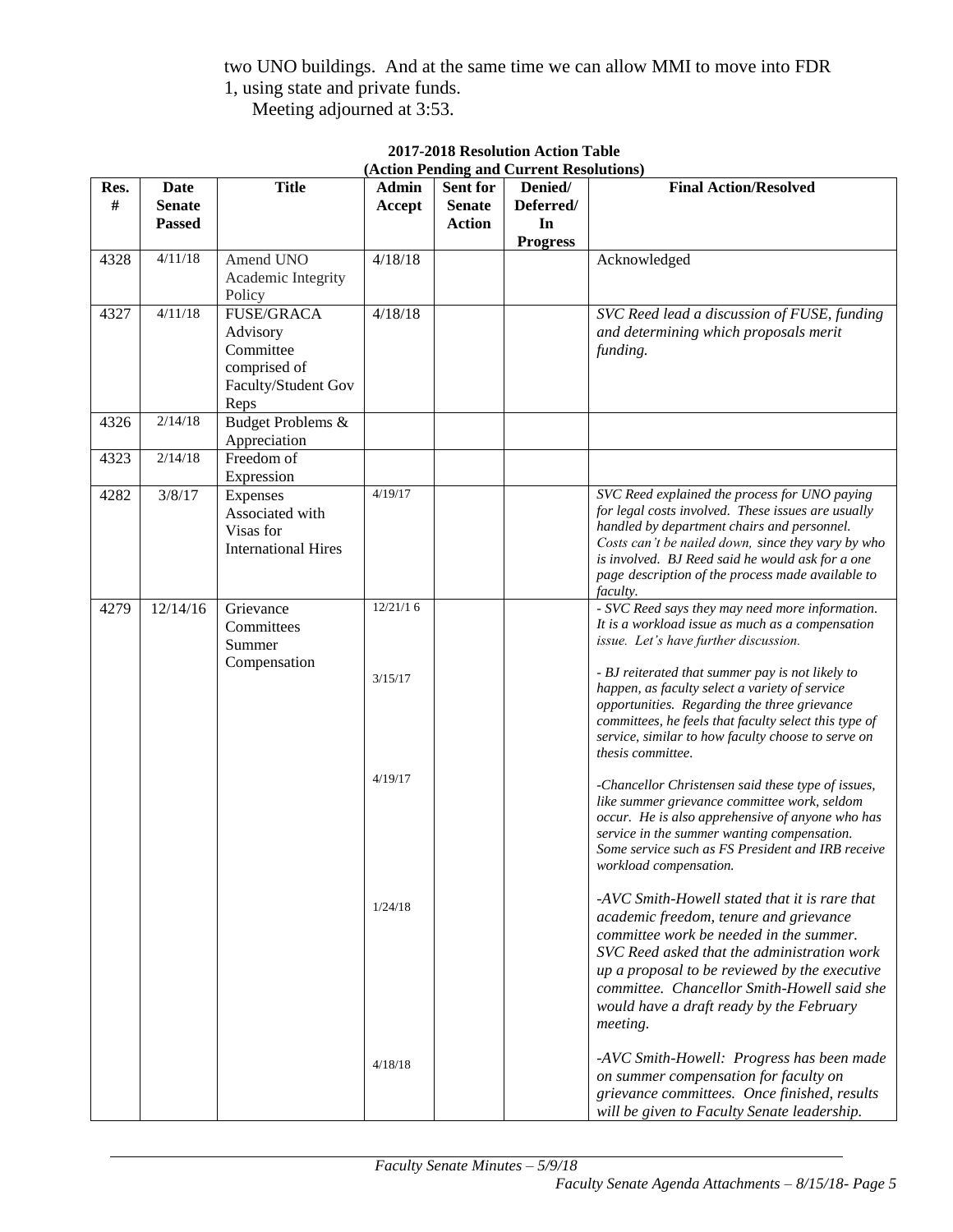two UNO buildings. And at the same time we can allow MMI to move into FDR 1, using state and private funds.

Meeting adjourned at 3:53.

**2017-2018 Resolution Action Table**
**(Action Pending and Current Resolutions)**

| Res. # | Date Senate Passed | Title | Admin Accept | Sent for Senate Action | Denied/ Deferred/ In Progress | Final Action/Resolved |
|---|---|---|---|---|---|---|
| 4328 | 4/11/18 | Amend UNO Academic Integrity Policy | 4/18/18 | | | Acknowledged |
| 4327 | 4/11/18 | FUSE/GRACA Advisory Committee comprised of Faculty/Student Gov Reps | 4/18/18 | | | *SVC Reed lead a discussion of FUSE, funding and determining which proposals merit funding.* |
| 4326 | 2/14/18 | Budget Problems & Appreciation | | | | |
| 4323 | 2/14/18 | Freedom of Expression | | | | |
| 4282 | 3/8/17 | Expenses Associated with Visas for International Hires | 4/19/17 | | | *SVC Reed explained the process for UNO paying for legal costs involved. These issues are usually handled by department chairs and personnel. Costs can't be nailed down, since they vary by who is involved. BJ Reed said he would ask for a one page description of the process made available to faculty.* |
| 4279 | 12/14/16 | Grievance Committees Summer Compensation | 12/21/1 6 | | | *- SVC Reed says they may need more information. It is a workload issue as much as a compensation issue. Let's have further discussion.* |
| | | | 3/15/17 | | | *- BJ reiterated that summer pay is not likely to happen, as faculty select a variety of service opportunities. Regarding the three grievance committees, he feels that faculty select this type of service, similar to how faculty choose to serve on thesis committee.* |
| | | | 4/19/17 | | | *-Chancellor Christensen said these type of issues, like summer grievance committee work, seldom occur. He is also apprehensive of anyone who has service in the summer wanting compensation. Some service such as FS President and IRB receive workload compensation.* |
| | | | 1/24/18 | | | *-AVC Smith-Howell stated that it is rare that academic freedom, tenure and grievance committee work be needed in the summer. SVC Reed asked that the administration work up a proposal to be reviewed by the executive committee. Chancellor Smith-Howell said she would have a draft ready by the February meeting.* |
| | | | 4/18/18 | | | *-AVC Smith-Howell: Progress has been made on summer compensation for faculty on grievance committees. Once finished, results will be given to Faculty Senate leadership.* |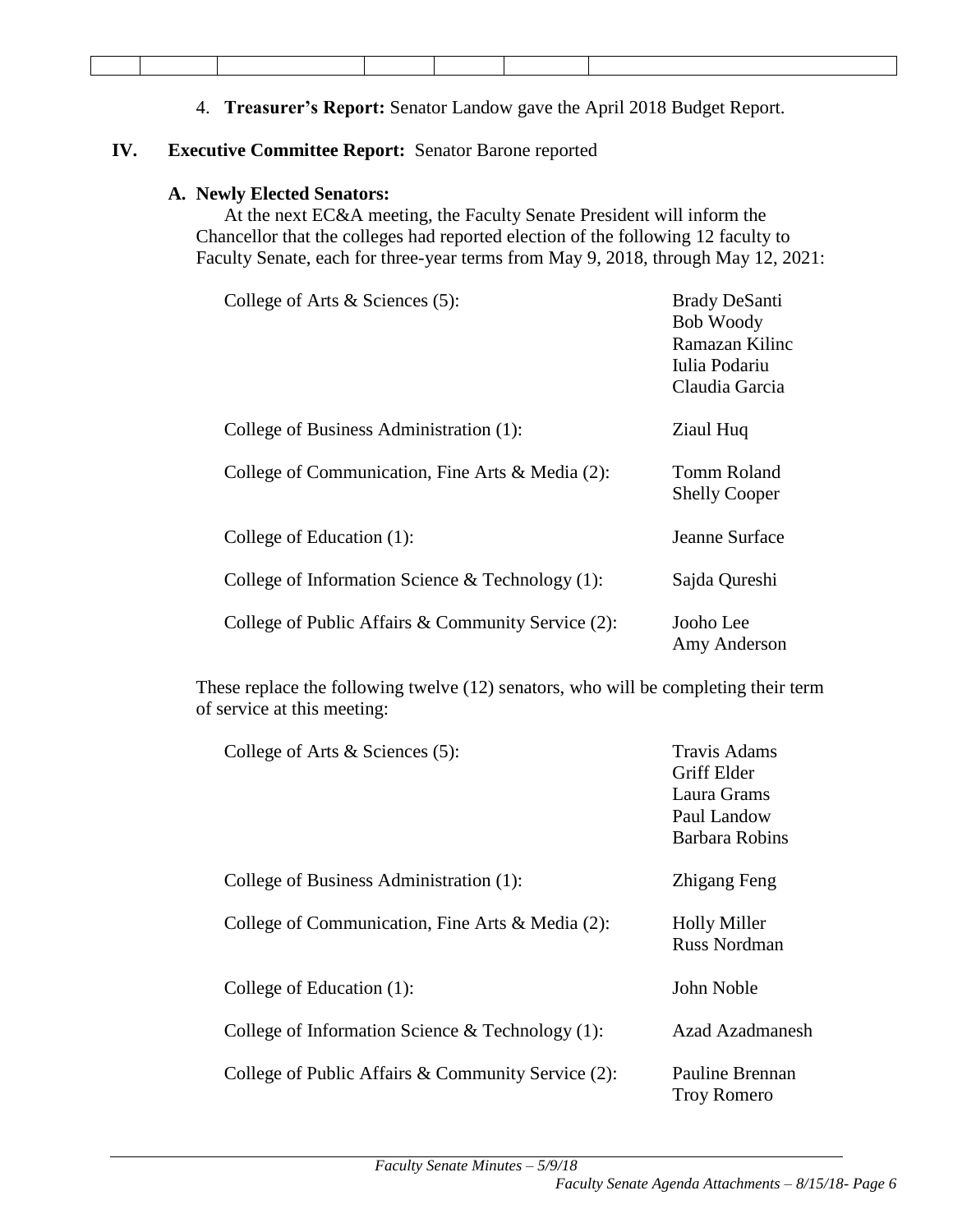4. **Treasurer's Report:** Senator Landow gave the April 2018 Budget Report.

## IV. Executive Committee Report: Senator Barone reported

### A. Newly Elected Senators:

At the next EC&A meeting, the Faculty Senate President will inform the Chancellor that the colleges had reported election of the following 12 faculty to Faculty Senate, each for three-year terms from May 9, 2018, through May 12, 2021:

| College | Senators |
|---|---|
| College of Arts & Sciences (5): | Brady DeSanti<br>Bob Woody<br>Ramazan Kilinc<br>Iulia Podariu<br>Claudia Garcia |
| College of Business Administration (1): | Ziaul Huq |
| College of Communication, Fine Arts & Media (2): | Tomm Roland<br>Shelly Cooper |
| College of Education (1): | Jeanne Surface |
| College of Information Science & Technology (1): | Sajda Qureshi |
| College of Public Affairs & Community Service (2): | Jooho Lee<br>Amy Anderson |

These replace the following twelve (12) senators, who will be completing their term of service at this meeting:

| College | Senators |
|---|---|
| College of Arts & Sciences (5): | Travis Adams<br>Griff Elder<br>Laura Grams<br>Paul Landow<br>Barbara Robins |
| College of Business Administration (1): | Zhigang Feng |
| College of Communication, Fine Arts & Media (2): | Holly Miller<br>Russ Nordman |
| College of Education (1): | John Noble |
| College of Information Science & Technology (1): | Azad Azadmanesh |
| College of Public Affairs & Community Service (2): | Pauline Brennan<br>Troy Romero |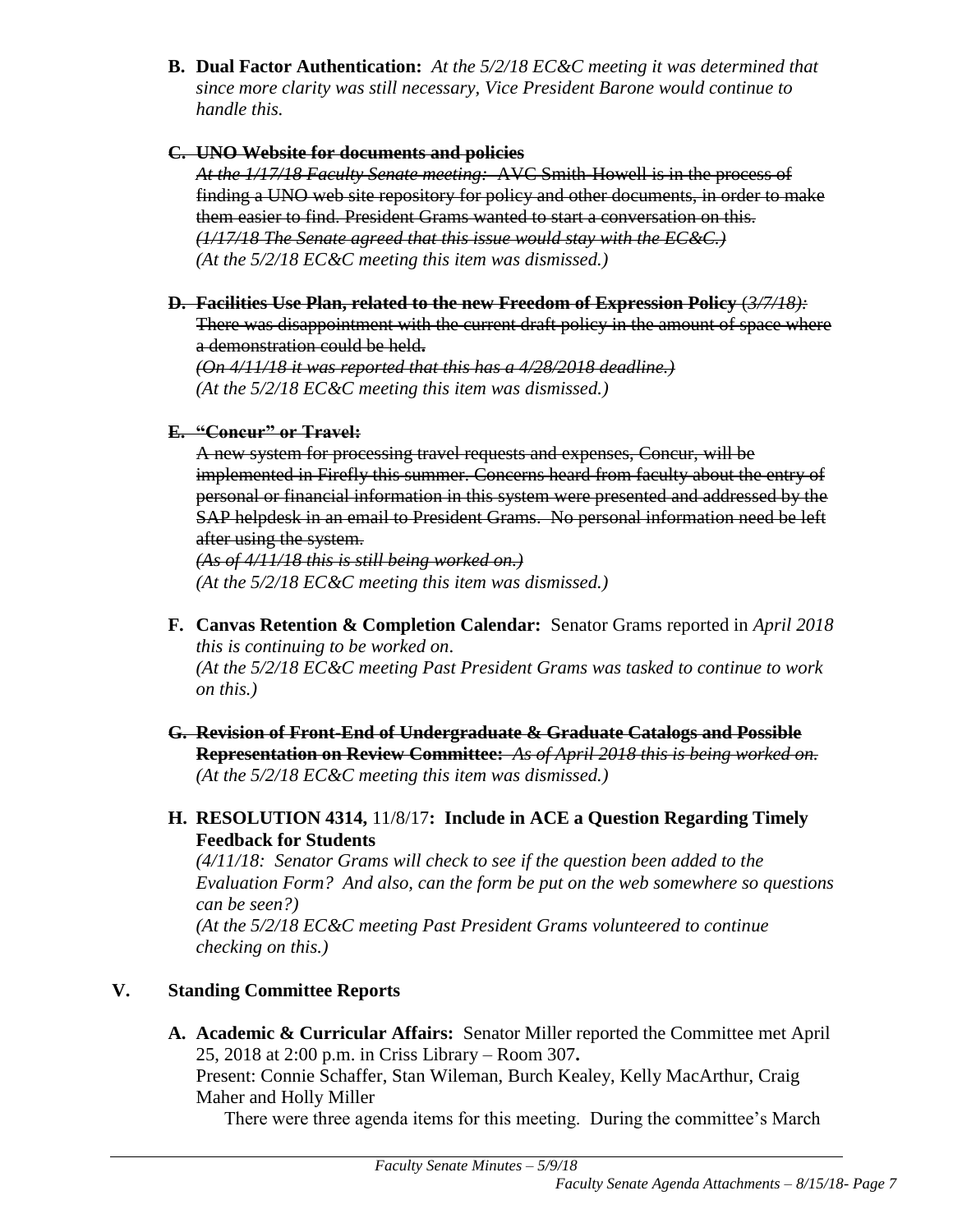**B. Dual Factor Authentication:** *At the 5/2/18 EC&C meeting it was determined that since more clarity was still necessary, Vice President Barone would continue to handle this.*

**~~C. UNO Website for documents and policies~~**
~~*At the 1/17/18 Faculty Senate meeting:* AVC Smith-Howell is in the process of finding a UNO web site repository for policy and other documents, in order to make them easier to find. President Grams wanted to start a conversation on this.~~
~~*(1/17/18 The Senate agreed that this issue would stay with the EC&C.)*~~
*(At the 5/2/18 EC&C meeting this item was dismissed.)*

**~~D. Facilities Use Plan, related to the new Freedom of Expression Policy~~** ~~(*3/7/18):*~~
~~There was disappointment with the current draft policy in the amount of space where a demonstration could be held.~~
~~*(On 4/11/18 it was reported that this has a 4/28/2018 deadline.)*~~
*(At the 5/2/18 EC&C meeting this item was dismissed.)*

**~~E. "Concur" or Travel:~~**
~~A new system for processing travel requests and expenses, Concur, will be implemented in Firefly this summer. Concerns heard from faculty about the entry of personal or financial information in this system were presented and addressed by the SAP helpdesk in an email to President Grams. No personal information need be left after using the system.~~
~~*(As of 4/11/18 this is still being worked on.)*~~
*(At the 5/2/18 EC&C meeting this item was dismissed.)*

**F. Canvas Retention & Completion Calendar:** Senator Grams reported in *April 2018 this is continuing to be worked on*.
*(At the 5/2/18 EC&C meeting Past President Grams was tasked to continue to work on this.)*

**~~G. Revision of Front-End of Undergraduate & Graduate Catalogs and Possible Representation on Review Committee:~~** ~~*As of April 2018 this is being worked on.*~~
*(At the 5/2/18 EC&C meeting this item was dismissed.)*

**H. RESOLUTION 4314,** 11/8/17**: Include in ACE a Question Regarding Timely Feedback for Students**
*(4/11/18: Senator Grams will check to see if the question been added to the Evaluation Form? And also, can the form be put on the web somewhere so questions can be seen?)*
*(At the 5/2/18 EC&C meeting Past President Grams volunteered to continue checking on this.)*

## V. Standing Committee Reports

**A. Academic & Curricular Affairs:** Senator Miller reported the Committee met April 25, 2018 at 2:00 p.m. in Criss Library – Room 307**.**
Present: Connie Schaffer, Stan Wileman, Burch Kealey, Kelly MacArthur, Craig Maher and Holly Miller

There were three agenda items for this meeting. During the committee's March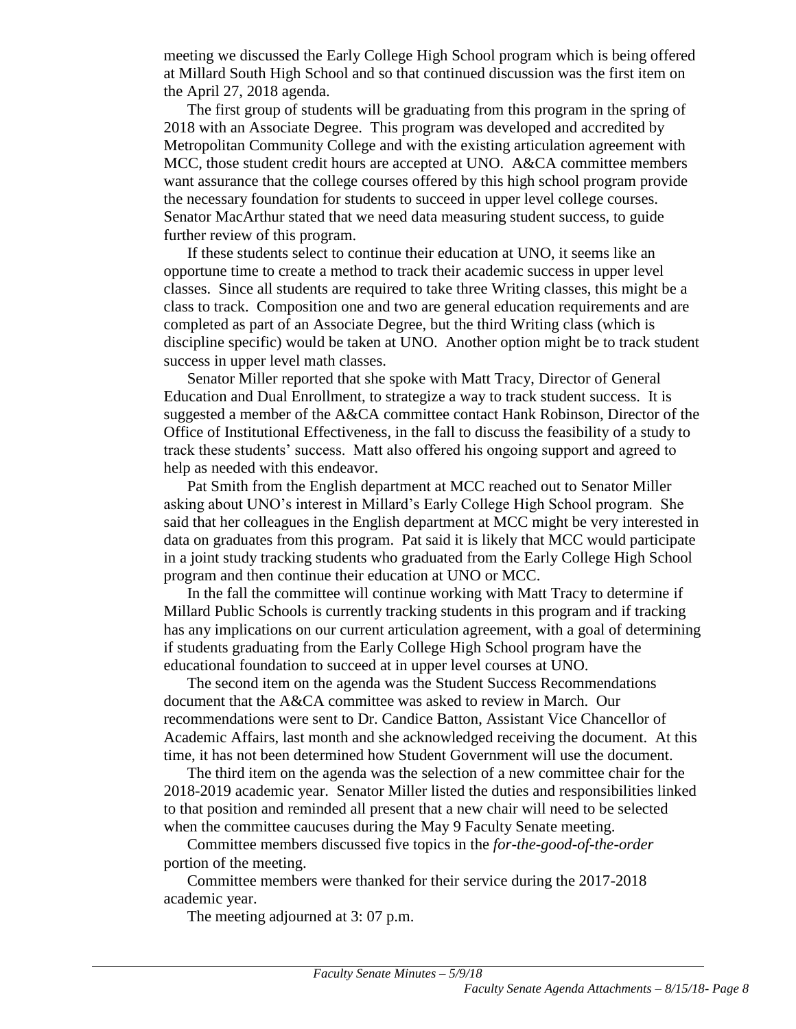meeting we discussed the Early College High School program which is being offered at Millard South High School and so that continued discussion was the first item on the April 27, 2018 agenda.

The first group of students will be graduating from this program in the spring of 2018 with an Associate Degree. This program was developed and accredited by Metropolitan Community College and with the existing articulation agreement with MCC, those student credit hours are accepted at UNO. A&CA committee members want assurance that the college courses offered by this high school program provide the necessary foundation for students to succeed in upper level college courses. Senator MacArthur stated that we need data measuring student success, to guide further review of this program.

If these students select to continue their education at UNO, it seems like an opportune time to create a method to track their academic success in upper level classes. Since all students are required to take three Writing classes, this might be a class to track. Composition one and two are general education requirements and are completed as part of an Associate Degree, but the third Writing class (which is discipline specific) would be taken at UNO. Another option might be to track student success in upper level math classes.

Senator Miller reported that she spoke with Matt Tracy, Director of General Education and Dual Enrollment, to strategize a way to track student success. It is suggested a member of the A&CA committee contact Hank Robinson, Director of the Office of Institutional Effectiveness, in the fall to discuss the feasibility of a study to track these students' success. Matt also offered his ongoing support and agreed to help as needed with this endeavor.

Pat Smith from the English department at MCC reached out to Senator Miller asking about UNO's interest in Millard's Early College High School program. She said that her colleagues in the English department at MCC might be very interested in data on graduates from this program. Pat said it is likely that MCC would participate in a joint study tracking students who graduated from the Early College High School program and then continue their education at UNO or MCC.

In the fall the committee will continue working with Matt Tracy to determine if Millard Public Schools is currently tracking students in this program and if tracking has any implications on our current articulation agreement, with a goal of determining if students graduating from the Early College High School program have the educational foundation to succeed at in upper level courses at UNO.

The second item on the agenda was the Student Success Recommendations document that the A&CA committee was asked to review in March. Our recommendations were sent to Dr. Candice Batton, Assistant Vice Chancellor of Academic Affairs, last month and she acknowledged receiving the document. At this time, it has not been determined how Student Government will use the document.

The third item on the agenda was the selection of a new committee chair for the 2018-2019 academic year. Senator Miller listed the duties and responsibilities linked to that position and reminded all present that a new chair will need to be selected when the committee caucuses during the May 9 Faculty Senate meeting.

Committee members discussed five topics in the *for-the-good-of-the-order* portion of the meeting.

Committee members were thanked for their service during the 2017-2018 academic year.

The meeting adjourned at 3: 07 p.m.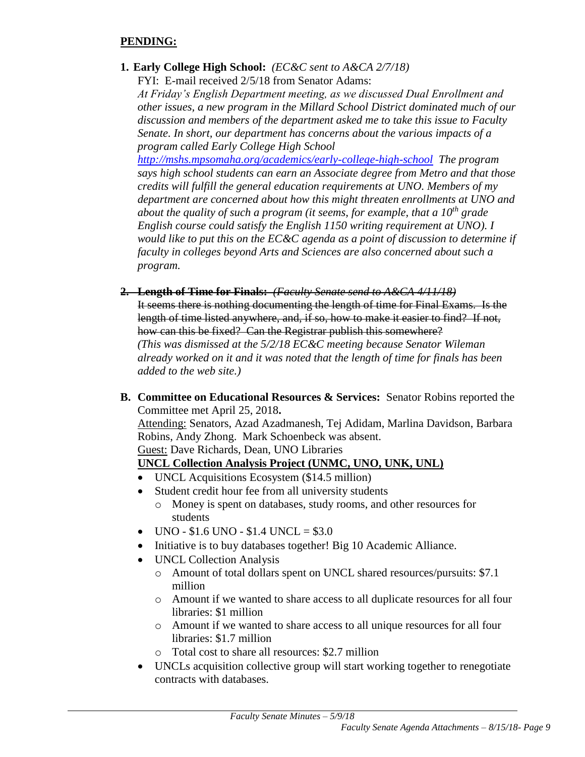## PENDING:

**1. Early College High School:** *(EC&C sent to A&CA 2/7/18)*

FYI: E-mail received 2/5/18 from Senator Adams:

*At Friday's English Department meeting, as we discussed Dual Enrollment and other issues, a new program in the Millard School District dominated much of our discussion and members of the department asked me to take this issue to Faculty Senate. In short, our department has concerns about the various impacts of a program called Early College High School [http://mshs.mpsomaha.org/academics/early-college-high-school](http://mshs.mpsomaha.org/academics/early-college-high-school) The program says high school students can earn an Associate degree from Metro and that those credits will fulfill the general education requirements at UNO. Members of my department are concerned about how this might threaten enrollments at UNO and about the quality of such a program (it seems, for example, that a 10th grade English course could satisfy the English 1150 writing requirement at UNO). I would like to put this on the EC&C agenda as a point of discussion to determine if faculty in colleges beyond Arts and Sciences are also concerned about such a program.*

~~**2. Length of Time for Finals:** *(Faculty Senate send to A&CA 4/11/18)*~~

~~It seems there is nothing documenting the length of time for Final Exams. Is the length of time listed anywhere, and, if so, how to make it easier to find? If not, how can this be fixed? Can the Registrar publish this somewhere?~~

*(This was dismissed at the 5/2/18 EC&C meeting because Senator Wileman already worked on it and it was noted that the length of time for finals has been added to the web site.)*

**B. Committee on Educational Resources & Services:** Senator Robins reported the Committee met April 25, 2018**.**

Attending: Senators, Azad Azadmanesh, Tej Adidam, Marlina Davidson, Barbara Robins, Andy Zhong. Mark Schoenbeck was absent.

Guest: Dave Richards, Dean, UNO Libraries

**UNCL Collection Analysis Project (UNMC, UNO, UNK, UNL)**

- UNCL Acquisitions Ecosystem ($14.5 million)
- Student credit hour fee from all university students
  - Money is spent on databases, study rooms, and other resources for students
- UNO - $1.6 UNO - $1.4 UNCL = $3.0
- Initiative is to buy databases together! Big 10 Academic Alliance.
- UNCL Collection Analysis
  - Amount of total dollars spent on UNCL shared resources/pursuits: $7.1 million
  - Amount if we wanted to share access to all duplicate resources for all four libraries: $1 million
  - Amount if we wanted to share access to all unique resources for all four libraries: $1.7 million
  - Total cost to share all resources: $2.7 million
- UNCLs acquisition collective group will start working together to renegotiate contracts with databases.

*Faculty Senate Minutes – 5/9/18*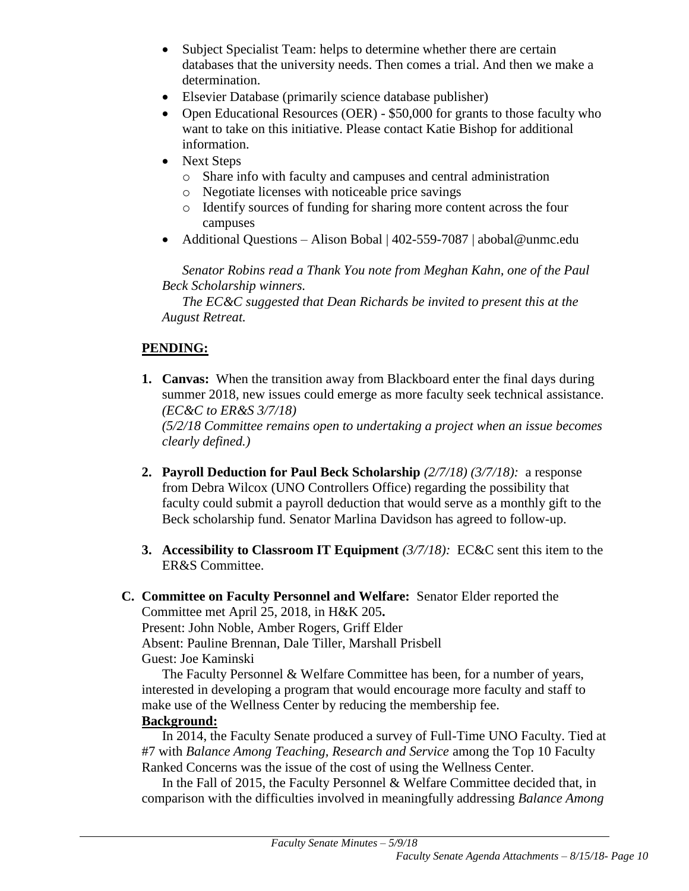- Subject Specialist Team: helps to determine whether there are certain databases that the university needs. Then comes a trial. And then we make a determination.
- Elsevier Database (primarily science database publisher)
- Open Educational Resources (OER) - $50,000 for grants to those faculty who want to take on this initiative. Please contact Katie Bishop for additional information.
- Next Steps
  - Share info with faculty and campuses and central administration
  - Negotiate licenses with noticeable price savings
  - Identify sources of funding for sharing more content across the four campuses
- Additional Questions – Alison Bobal | 402-559-7087 | abobal@unmc.edu

*Senator Robins read a Thank You note from Meghan Kahn, one of the Paul Beck Scholarship winners.*

*The EC&C suggested that Dean Richards be invited to present this at the August Retreat.*

## PENDING:

1. **Canvas:** When the transition away from Blackboard enter the final days during summer 2018, new issues could emerge as more faculty seek technical assistance. *(EC&C to ER&S 3/7/18)*
   *(5/2/18 Committee remains open to undertaking a project when an issue becomes clearly defined.)*

2. **Payroll Deduction for Paul Beck Scholarship** *(2/7/18) (3/7/18):* a response from Debra Wilcox (UNO Controllers Office) regarding the possibility that faculty could submit a payroll deduction that would serve as a monthly gift to the Beck scholarship fund. Senator Marlina Davidson has agreed to follow-up.

3. **Accessibility to Classroom IT Equipment** *(3/7/18):* EC&C sent this item to the ER&S Committee.

**C. Committee on Faculty Personnel and Welfare:** Senator Elder reported the Committee met April 25, 2018, in H&K 205**.**
Present: John Noble, Amber Rogers, Griff Elder
Absent: Pauline Brennan, Dale Tiller, Marshall Prisbell
Guest: Joe Kaminski

The Faculty Personnel & Welfare Committee has been, for a number of years, interested in developing a program that would encourage more faculty and staff to make use of the Wellness Center by reducing the membership fee.

**Background:**

In 2014, the Faculty Senate produced a survey of Full-Time UNO Faculty. Tied at #7 with *Balance Among Teaching, Research and Service* among the Top 10 Faculty Ranked Concerns was the issue of the cost of using the Wellness Center.

In the Fall of 2015, the Faculty Personnel & Welfare Committee decided that, in comparison with the difficulties involved in meaningfully addressing *Balance Among*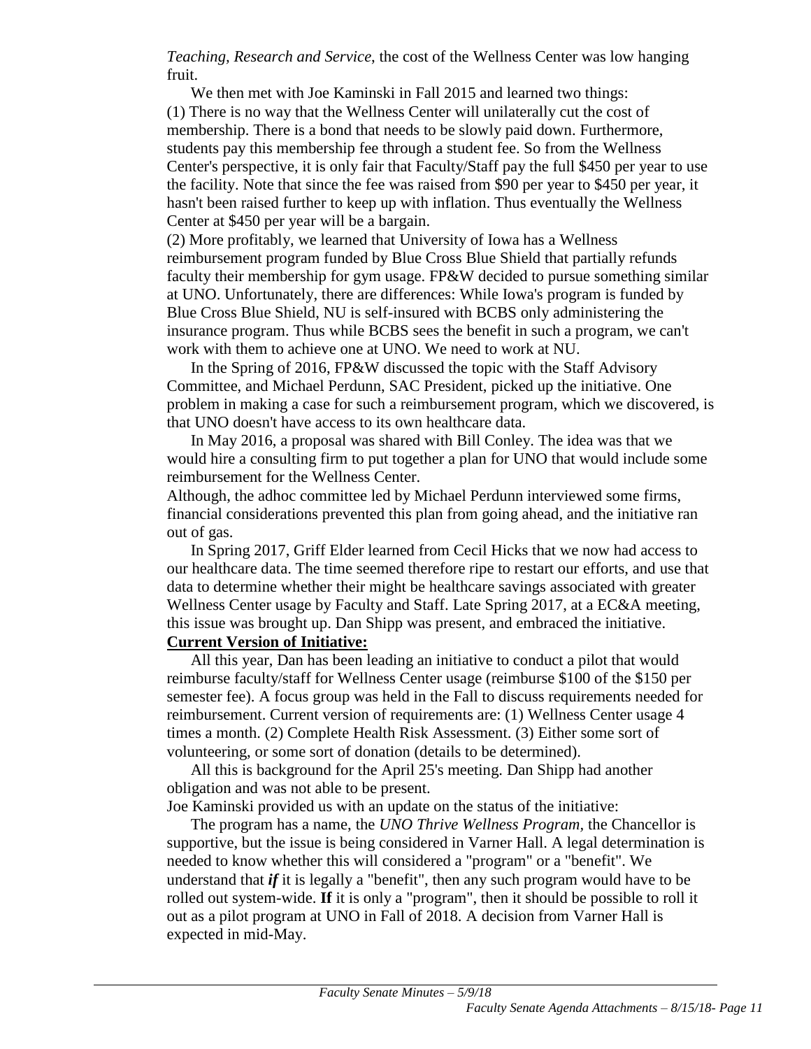*Teaching, Research and Service,* the cost of the Wellness Center was low hanging fruit.

We then met with Joe Kaminski in Fall 2015 and learned two things:
(1) There is no way that the Wellness Center will unilaterally cut the cost of membership. There is a bond that needs to be slowly paid down. Furthermore, students pay this membership fee through a student fee. So from the Wellness Center's perspective, it is only fair that Faculty/Staff pay the full $450 per year to use the facility. Note that since the fee was raised from $90 per year to $450 per year, it hasn't been raised further to keep up with inflation. Thus eventually the Wellness Center at $450 per year will be a bargain.
(2) More profitably, we learned that University of Iowa has a Wellness reimbursement program funded by Blue Cross Blue Shield that partially refunds faculty their membership for gym usage. FP&W decided to pursue something similar at UNO. Unfortunately, there are differences: While Iowa's program is funded by Blue Cross Blue Shield, NU is self-insured with BCBS only administering the insurance program. Thus while BCBS sees the benefit in such a program, we can't work with them to achieve one at UNO. We need to work at NU.

In the Spring of 2016, FP&W discussed the topic with the Staff Advisory Committee, and Michael Perdunn, SAC President, picked up the initiative. One problem in making a case for such a reimbursement program, which we discovered, is that UNO doesn't have access to its own healthcare data.

In May 2016, a proposal was shared with Bill Conley. The idea was that we would hire a consulting firm to put together a plan for UNO that would include some reimbursement for the Wellness Center.

Although, the adhoc committee led by Michael Perdunn interviewed some firms, financial considerations prevented this plan from going ahead, and the initiative ran out of gas.

In Spring 2017, Griff Elder learned from Cecil Hicks that we now had access to our healthcare data. The time seemed therefore ripe to restart our efforts, and use that data to determine whether their might be healthcare savings associated with greater Wellness Center usage by Faculty and Staff. Late Spring 2017, at a EC&A meeting, this issue was brought up. Dan Shipp was present, and embraced the initiative.

**Current Version of Initiative:**

All this year, Dan has been leading an initiative to conduct a pilot that would reimburse faculty/staff for Wellness Center usage (reimburse $100 of the $150 per semester fee). A focus group was held in the Fall to discuss requirements needed for reimbursement. Current version of requirements are: (1) Wellness Center usage 4 times a month. (2) Complete Health Risk Assessment. (3) Either some sort of volunteering, or some sort of donation (details to be determined).

All this is background for the April 25's meeting. Dan Shipp had another obligation and was not able to be present.

Joe Kaminski provided us with an update on the status of the initiative:

The program has a name, the *UNO Thrive Wellness Program*, the Chancellor is supportive, but the issue is being considered in Varner Hall. A legal determination is needed to know whether this will considered a "program" or a "benefit". We understand that ***if*** it is legally a "benefit", then any such program would have to be rolled out system-wide. **If** it is only a "program", then it should be possible to roll it out as a pilot program at UNO in Fall of 2018. A decision from Varner Hall is expected in mid-May.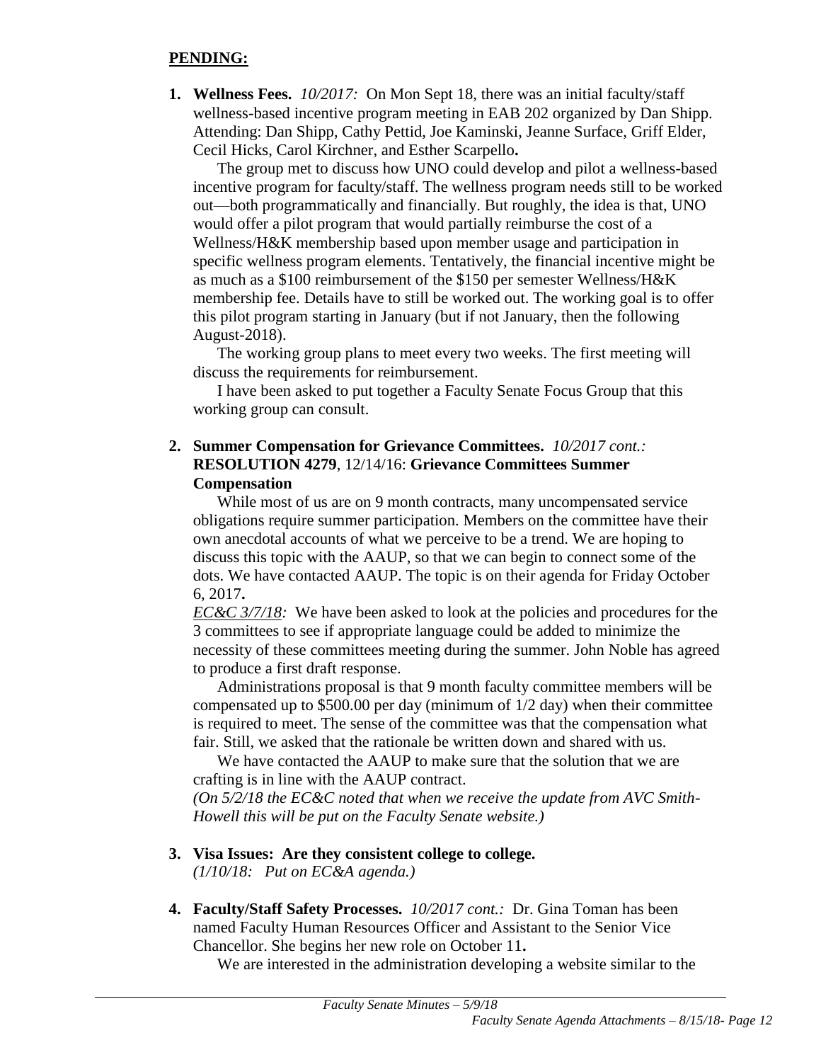## **PENDING:**

1. **Wellness Fees.** *10/2017:* On Mon Sept 18, there was an initial faculty/staff wellness-based incentive program meeting in EAB 202 organized by Dan Shipp. Attending: Dan Shipp, Cathy Pettid, Joe Kaminski, Jeanne Surface, Griff Elder, Cecil Hicks, Carol Kirchner, and Esther Scarpello**.**

   The group met to discuss how UNO could develop and pilot a wellness-based incentive program for faculty/staff. The wellness program needs still to be worked out—both programmatically and financially. But roughly, the idea is that, UNO would offer a pilot program that would partially reimburse the cost of a Wellness/H&K membership based upon member usage and participation in specific wellness program elements. Tentatively, the financial incentive might be as much as a $100 reimbursement of the $150 per semester Wellness/H&K membership fee. Details have to still be worked out. The working goal is to offer this pilot program starting in January (but if not January, then the following August-2018).

   The working group plans to meet every two weeks. The first meeting will discuss the requirements for reimbursement.

   I have been asked to put together a Faculty Senate Focus Group that this working group can consult.

2. **Summer Compensation for Grievance Committees.** *10/2017 cont.:* **RESOLUTION 4279**, 12/14/16: **Grievance Committees Summer Compensation**

   While most of us are on 9 month contracts, many uncompensated service obligations require summer participation. Members on the committee have their own anecdotal accounts of what we perceive to be a trend. We are hoping to discuss this topic with the AAUP, so that we can begin to connect some of the dots. We have contacted AAUP. The topic is on their agenda for Friday October 6, 2017**.**

   *EC&C 3/7/18:* We have been asked to look at the policies and procedures for the 3 committees to see if appropriate language could be added to minimize the necessity of these committees meeting during the summer. John Noble has agreed to produce a first draft response.

   Administrations proposal is that 9 month faculty committee members will be compensated up to $500.00 per day (minimum of 1/2 day) when their committee is required to meet. The sense of the committee was that the compensation what fair. Still, we asked that the rationale be written down and shared with us.

   We have contacted the AAUP to make sure that the solution that we are crafting is in line with the AAUP contract.

   *(On 5/2/18 the EC&C noted that when we receive the update from AVC Smith-Howell this will be put on the Faculty Senate website.)*

3. **Visa Issues: Are they consistent college to college.**
   *(1/10/18: Put on EC&A agenda.)*

4. **Faculty/Staff Safety Processes.** *10/2017 cont.:* Dr. Gina Toman has been named Faculty Human Resources Officer and Assistant to the Senior Vice Chancellor. She begins her new role on October 11**.**

   We are interested in the administration developing a website similar to the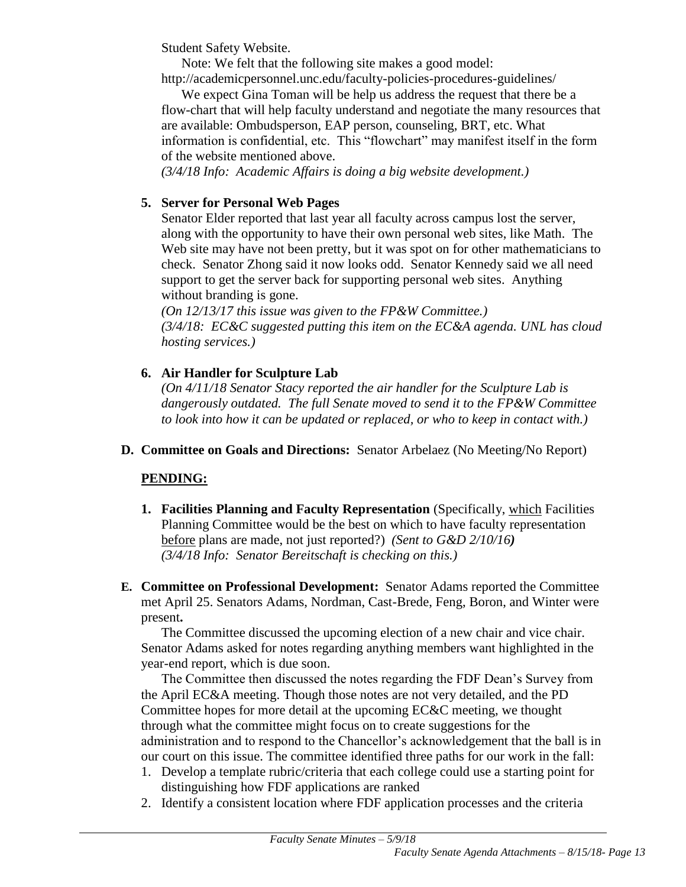Student Safety Website.

Note: We felt that the following site makes a good model: http://academicpersonnel.unc.edu/faculty-policies-procedures-guidelines/

We expect Gina Toman will be help us address the request that there be a flow-chart that will help faculty understand and negotiate the many resources that are available: Ombudsperson, EAP person, counseling, BRT, etc. What information is confidential, etc. This "flowchart" may manifest itself in the form of the website mentioned above.

*(3/4/18 Info: Academic Affairs is doing a big website development.)*

**5. Server for Personal Web Pages**

Senator Elder reported that last year all faculty across campus lost the server, along with the opportunity to have their own personal web sites, like Math. The Web site may have not been pretty, but it was spot on for other mathematicians to check. Senator Zhong said it now looks odd. Senator Kennedy said we all need support to get the server back for supporting personal web sites. Anything without branding is gone.

*(On 12/13/17 this issue was given to the FP&W Committee.)*
*(3/4/18: EC&C suggested putting this item on the EC&A agenda. UNL has cloud hosting services.)*

**6. Air Handler for Sculpture Lab**

*(On 4/11/18 Senator Stacy reported the air handler for the Sculpture Lab is dangerously outdated. The full Senate moved to send it to the FP&W Committee to look into how it can be updated or replaced, or who to keep in contact with.)*

**D. Committee on Goals and Directions:** Senator Arbelaez (No Meeting/No Report)

**PENDING:**

**1. Facilities Planning and Faculty Representation** (Specifically, which Facilities Planning Committee would be the best on which to have faculty representation before plans are made, not just reported?) *(Sent to G&D 2/10/16)*
*(3/4/18 Info: Senator Bereitschaft is checking on this.)*

**E. Committee on Professional Development:** Senator Adams reported the Committee met April 25. Senators Adams, Nordman, Cast-Brede, Feng, Boron, and Winter were present**.**

The Committee discussed the upcoming election of a new chair and vice chair. Senator Adams asked for notes regarding anything members want highlighted in the year-end report, which is due soon.

The Committee then discussed the notes regarding the FDF Dean's Survey from the April EC&A meeting. Though those notes are not very detailed, and the PD Committee hopes for more detail at the upcoming EC&C meeting, we thought through what the committee might focus on to create suggestions for the administration and to respond to the Chancellor's acknowledgement that the ball is in our court on this issue. The committee identified three paths for our work in the fall:

1. Develop a template rubric/criteria that each college could use a starting point for distinguishing how FDF applications are ranked
2. Identify a consistent location where FDF application processes and the criteria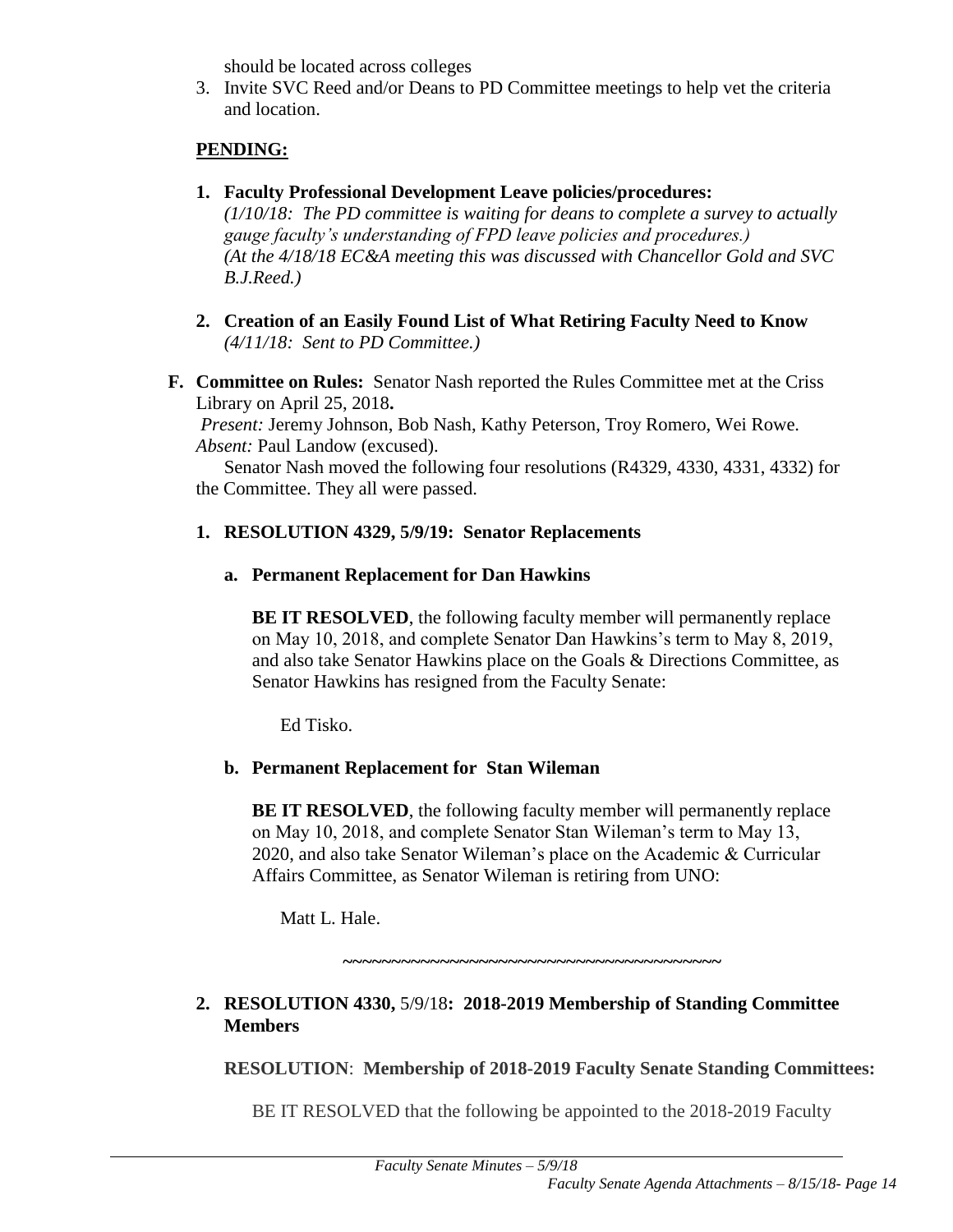should be located across colleges

3. Invite SVC Reed and/or Deans to PD Committee meetings to help vet the criteria and location.

**PENDING:**

1. **Faculty Professional Development Leave policies/procedures:**
   *(1/10/18: The PD committee is waiting for deans to complete a survey to actually gauge faculty's understanding of FPD leave policies and procedures.)*
   *(At the 4/18/18 EC&A meeting this was discussed with Chancellor Gold and SVC B.J.Reed.)*

2. **Creation of an Easily Found List of What Retiring Faculty Need to Know**
   *(4/11/18: Sent to PD Committee.)*

**F. Committee on Rules:** Senator Nash reported the Rules Committee met at the Criss Library on April 25, 2018**.**

*Present:* Jeremy Johnson, Bob Nash, Kathy Peterson, Troy Romero, Wei Rowe.
*Absent:* Paul Landow (excused).

Senator Nash moved the following four resolutions (R4329, 4330, 4331, 4332) for the Committee. They all were passed.

**1. RESOLUTION 4329, 5/9/19: Senator Replacements**

**a. Permanent Replacement for Dan Hawkins**

**BE IT RESOLVED**, the following faculty member will permanently replace on May 10, 2018, and complete Senator Dan Hawkins's term to May 8, 2019, and also take Senator Hawkins place on the Goals & Directions Committee, as Senator Hawkins has resigned from the Faculty Senate:

Ed Tisko.

**b. Permanent Replacement for Stan Wileman**

**BE IT RESOLVED**, the following faculty member will permanently replace on May 10, 2018, and complete Senator Stan Wileman's term to May 13, 2020, and also take Senator Wileman's place on the Academic & Curricular Affairs Committee, as Senator Wileman is retiring from UNO:

Matt L. Hale.

~~~~~~~~~~~~~~~~~~~~~~~~~~~~~~~~~~~~~~~~

**2. RESOLUTION 4330,** 5/9/18**: 2018-2019 Membership of Standing Committee Members**

**RESOLUTION**: **Membership of 2018-2019 Faculty Senate Standing Committees:**

BE IT RESOLVED that the following be appointed to the 2018-2019 Faculty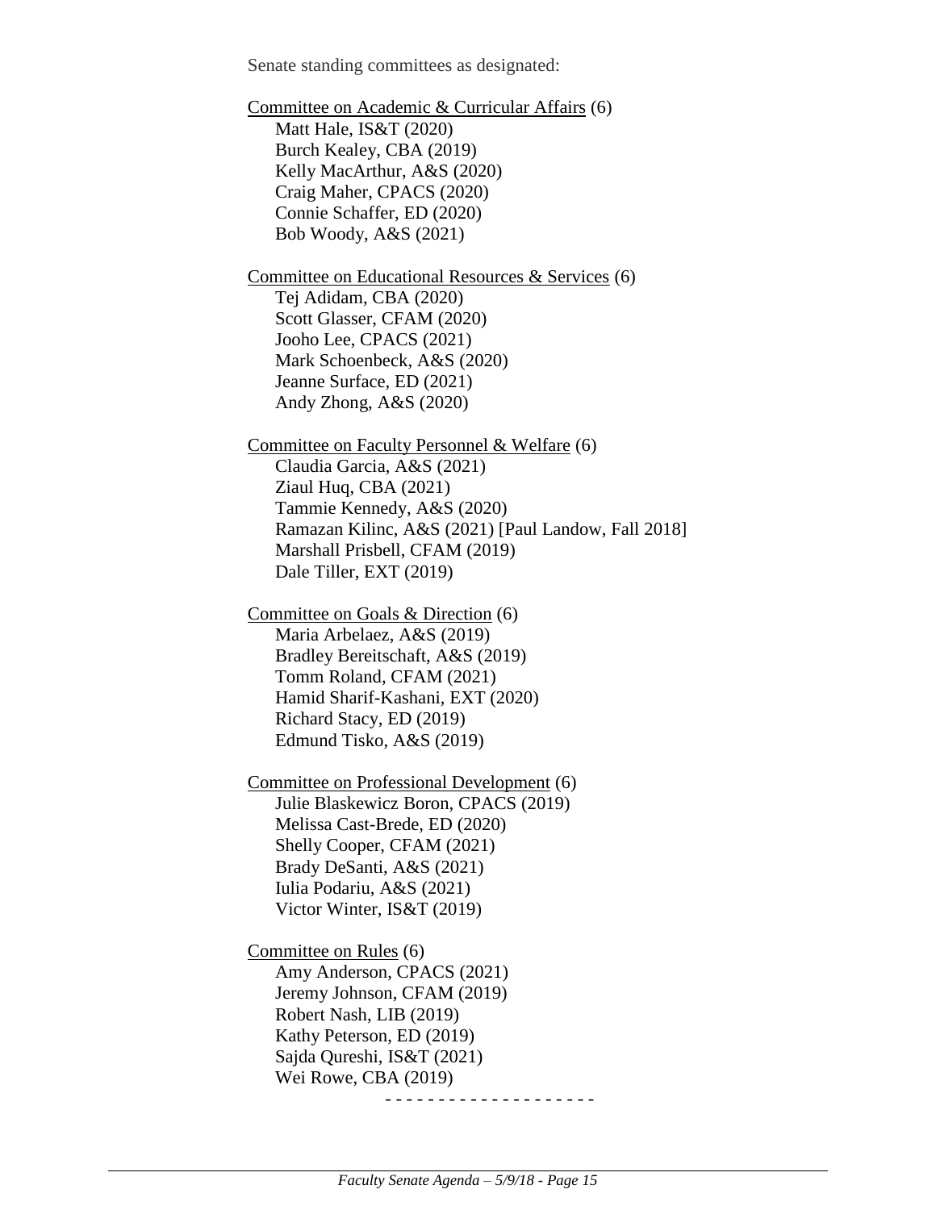Senate standing committees as designated:

<u>Committee on Academic & Curricular Affairs</u> (6)

Matt Hale, IS&T (2020)
Burch Kealey, CBA (2019)
Kelly MacArthur, A&S (2020)
Craig Maher, CPACS (2020)
Connie Schaffer, ED (2020)
Bob Woody, A&S (2021)

<u>Committee on Educational Resources & Services</u> (6)

Tej Adidam, CBA (2020)
Scott Glasser, CFAM (2020)
Jooho Lee, CPACS (2021)
Mark Schoenbeck, A&S (2020)
Jeanne Surface, ED (2021)
Andy Zhong, A&S (2020)

<u>Committee on Faculty Personnel & Welfare</u> (6)

Claudia Garcia, A&S (2021)
Ziaul Huq, CBA (2021)
Tammie Kennedy, A&S (2020)
Ramazan Kilinc, A&S (2021) [Paul Landow, Fall 2018]
Marshall Prisbell, CFAM (2019)
Dale Tiller, EXT (2019)

<u>Committee on Goals & Direction</u> (6)

Maria Arbelaez, A&S (2019)
Bradley Bereitschaft, A&S (2019)
Tomm Roland, CFAM (2021)
Hamid Sharif-Kashani, EXT (2020)
Richard Stacy, ED (2019)
Edmund Tisko, A&S (2019)

<u>Committee on Professional Development</u> (6)

Julie Blaskewicz Boron, CPACS (2019)
Melissa Cast-Brede, ED (2020)
Shelly Cooper, CFAM (2021)
Brady DeSanti, A&S (2021)
Iulia Podariu, A&S (2021)
Victor Winter, IS&T (2019)

<u>Committee on Rules</u> (6)

Amy Anderson, CPACS (2021)
Jeremy Johnson, CFAM (2019)
Robert Nash, LIB (2019)
Kathy Peterson, ED (2019)
Sajda Qureshi, IS&T (2021)
Wei Rowe, CBA (2019)

- - - - - - - - - - - - - - - - - - -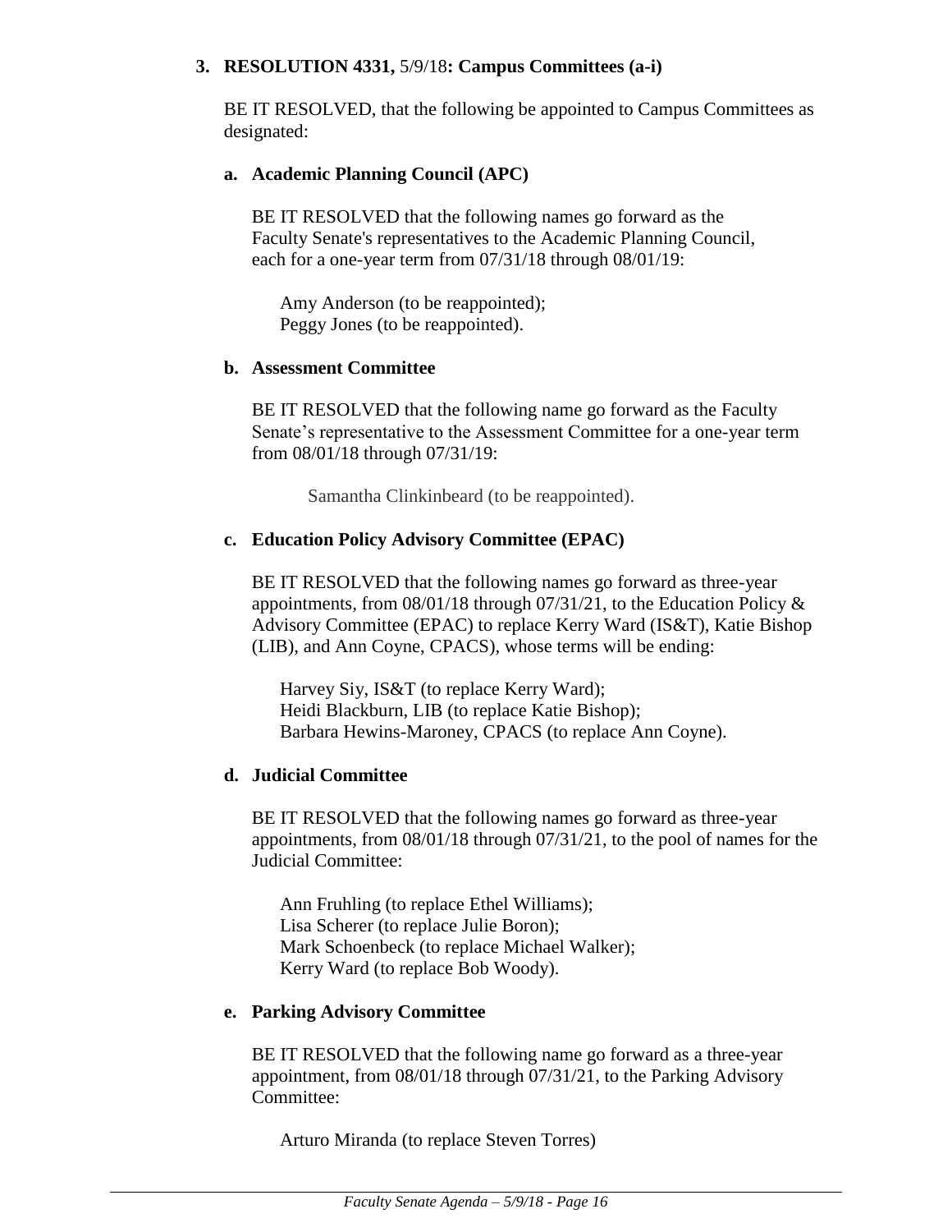3. **RESOLUTION 4331,** 5/9/18**: Campus Committees (a-i)**

   BE IT RESOLVED, that the following be appointed to Campus Committees as designated:

   **a. Academic Planning Council (APC)**

   BE IT RESOLVED that the following names go forward as the Faculty Senate's representatives to the Academic Planning Council, each for a one-year term from 07/31/18 through 08/01/19:

   Amy Anderson (to be reappointed);
   Peggy Jones (to be reappointed).

   **b. Assessment Committee**

   BE IT RESOLVED that the following name go forward as the Faculty Senate's representative to the Assessment Committee for a one-year term from 08/01/18 through 07/31/19:

   Samantha Clinkinbeard (to be reappointed).

   **c. Education Policy Advisory Committee (EPAC)**

   BE IT RESOLVED that the following names go forward as three-year appointments, from 08/01/18 through 07/31/21, to the Education Policy & Advisory Committee (EPAC) to replace Kerry Ward (IS&T), Katie Bishop (LIB), and Ann Coyne, CPACS), whose terms will be ending:

   Harvey Siy, IS&T (to replace Kerry Ward);
   Heidi Blackburn, LIB (to replace Katie Bishop);
   Barbara Hewins-Maroney, CPACS (to replace Ann Coyne).

   **d. Judicial Committee**

   BE IT RESOLVED that the following names go forward as three-year appointments, from 08/01/18 through 07/31/21, to the pool of names for the Judicial Committee:

   Ann Fruhling (to replace Ethel Williams);
   Lisa Scherer (to replace Julie Boron);
   Mark Schoenbeck (to replace Michael Walker);
   Kerry Ward (to replace Bob Woody).

   **e. Parking Advisory Committee**

   BE IT RESOLVED that the following name go forward as a three-year appointment, from 08/01/18 through 07/31/21, to the Parking Advisory Committee:

   Arturo Miranda (to replace Steven Torres)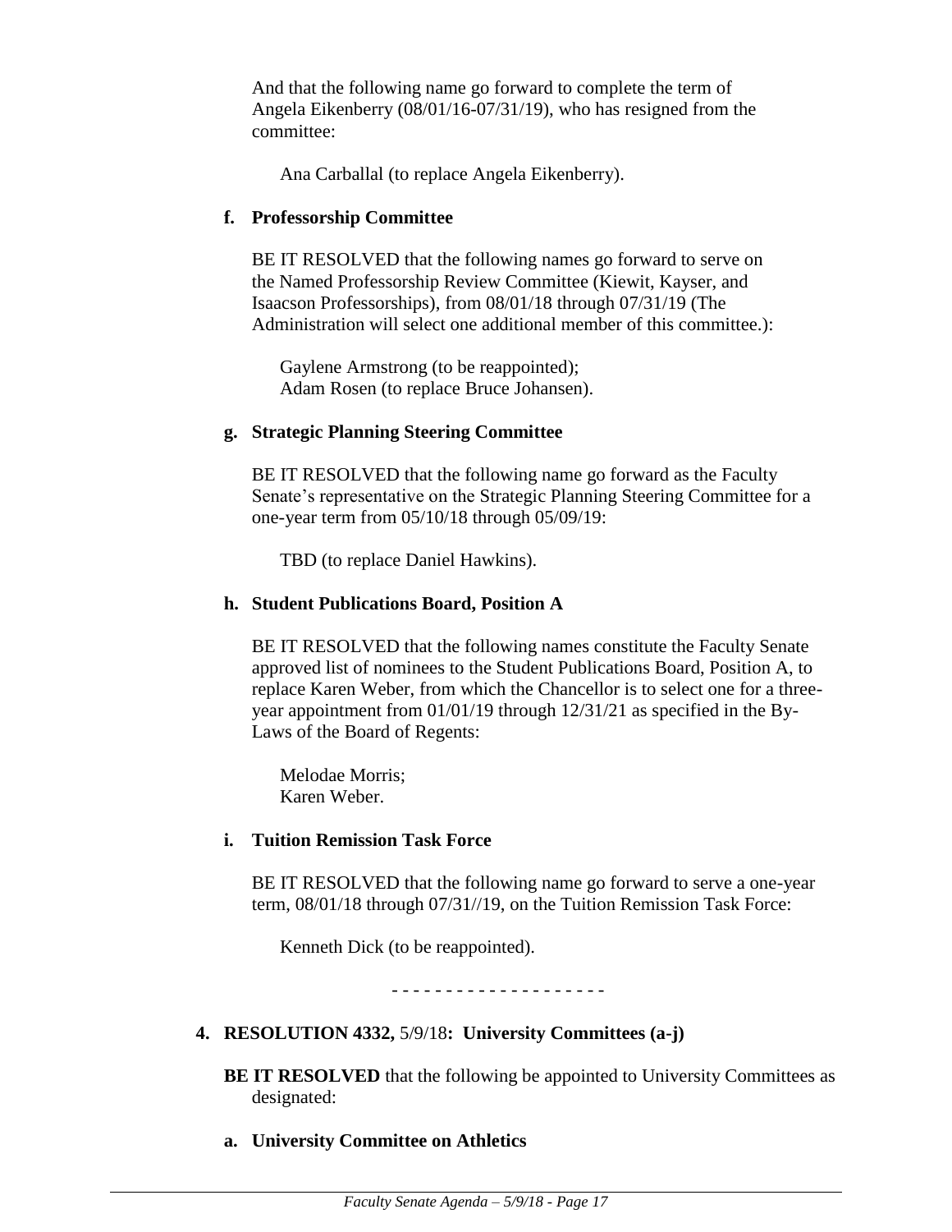And that the following name go forward to complete the term of Angela Eikenberry (08/01/16-07/31/19), who has resigned from the committee:

Ana Carballal (to replace Angela Eikenberry).

**f. Professorship Committee**

BE IT RESOLVED that the following names go forward to serve on the Named Professorship Review Committee (Kiewit, Kayser, and Isaacson Professorships), from 08/01/18 through 07/31/19 (The Administration will select one additional member of this committee.):

Gaylene Armstrong (to be reappointed);
Adam Rosen (to replace Bruce Johansen).

**g. Strategic Planning Steering Committee**

BE IT RESOLVED that the following name go forward as the Faculty Senate's representative on the Strategic Planning Steering Committee for a one-year term from 05/10/18 through 05/09/19:

TBD (to replace Daniel Hawkins).

**h. Student Publications Board, Position A**

BE IT RESOLVED that the following names constitute the Faculty Senate approved list of nominees to the Student Publications Board, Position A, to replace Karen Weber, from which the Chancellor is to select one for a three-year appointment from 01/01/19 through 12/31/21 as specified in the By-Laws of the Board of Regents:

Melodae Morris;
Karen Weber.

**i. Tuition Remission Task Force**

BE IT RESOLVED that the following name go forward to serve a one-year term, 08/01/18 through 07/31//19, on the Tuition Remission Task Force:

Kenneth Dick (to be reappointed).

\- - - - - - - - - - - - - - - - - - - -

**4. RESOLUTION 4332,** 5/9/18**: University Committees (a-j)**

**BE IT RESOLVED** that the following be appointed to University Committees as designated:

**a. University Committee on Athletics**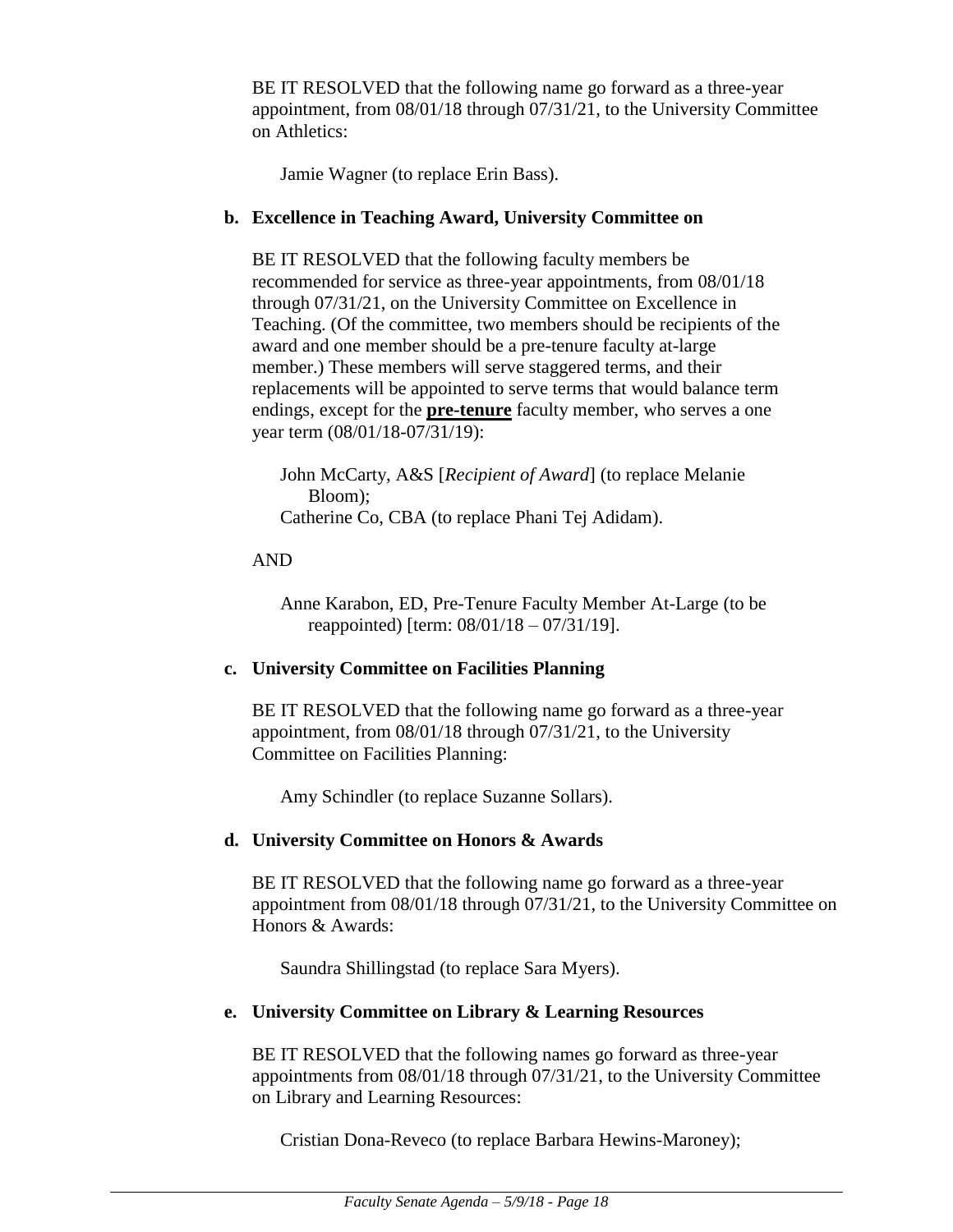BE IT RESOLVED that the following name go forward as a three-year appointment, from 08/01/18 through 07/31/21, to the University Committee on Athletics:

Jamie Wagner (to replace Erin Bass).

**b. Excellence in Teaching Award, University Committee on**

BE IT RESOLVED that the following faculty members be recommended for service as three-year appointments, from 08/01/18 through 07/31/21, on the University Committee on Excellence in Teaching. (Of the committee, two members should be recipients of the award and one member should be a pre-tenure faculty at-large member.) These members will serve staggered terms, and their replacements will be appointed to serve terms that would balance term endings, except for the **pre-tenure** faculty member, who serves a one year term (08/01/18-07/31/19):

John McCarty, A&S [*Recipient of Award*] (to replace Melanie Bloom);
Catherine Co, CBA (to replace Phani Tej Adidam).

AND

Anne Karabon, ED, Pre-Tenure Faculty Member At-Large (to be reappointed) [term: 08/01/18 – 07/31/19].

**c. University Committee on Facilities Planning**

BE IT RESOLVED that the following name go forward as a three-year appointment, from 08/01/18 through 07/31/21, to the University Committee on Facilities Planning:

Amy Schindler (to replace Suzanne Sollars).

**d. University Committee on Honors & Awards**

BE IT RESOLVED that the following name go forward as a three-year appointment from 08/01/18 through 07/31/21, to the University Committee on Honors & Awards:

Saundra Shillingstad (to replace Sara Myers).

**e. University Committee on Library & Learning Resources**

BE IT RESOLVED that the following names go forward as three-year appointments from 08/01/18 through 07/31/21, to the University Committee on Library and Learning Resources:

Cristian Dona-Reveco (to replace Barbara Hewins-Maroney);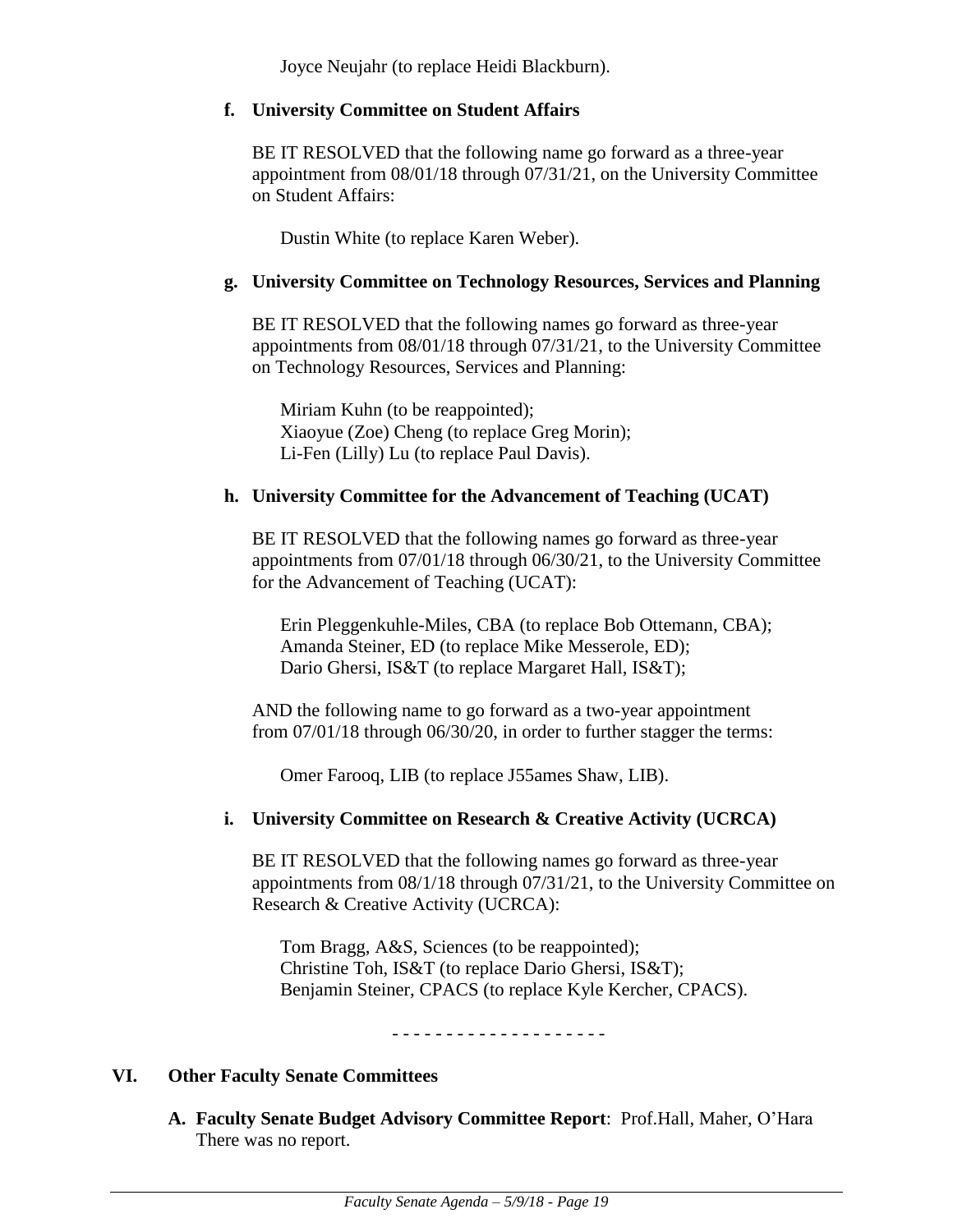Joyce Neujahr (to replace Heidi Blackburn).

**f. University Committee on Student Affairs**

BE IT RESOLVED that the following name go forward as a three-year appointment from 08/01/18 through 07/31/21, on the University Committee on Student Affairs:

Dustin White (to replace Karen Weber).

**g. University Committee on Technology Resources, Services and Planning**

BE IT RESOLVED that the following names go forward as three-year appointments from 08/01/18 through 07/31/21, to the University Committee on Technology Resources, Services and Planning:

Miriam Kuhn (to be reappointed);
Xiaoyue (Zoe) Cheng (to replace Greg Morin);
Li-Fen (Lilly) Lu (to replace Paul Davis).

**h. University Committee for the Advancement of Teaching (UCAT)**

BE IT RESOLVED that the following names go forward as three-year appointments from 07/01/18 through 06/30/21, to the University Committee for the Advancement of Teaching (UCAT):

Erin Pleggenkuhle-Miles, CBA (to replace Bob Ottemann, CBA);
Amanda Steiner, ED (to replace Mike Messerole, ED);
Dario Ghersi, IS&T (to replace Margaret Hall, IS&T);

AND the following name to go forward as a two-year appointment from 07/01/18 through 06/30/20, in order to further stagger the terms:

Omer Farooq, LIB (to replace J55ames Shaw, LIB).

**i. University Committee on Research & Creative Activity (UCRCA)**

BE IT RESOLVED that the following names go forward as three-year appointments from 08/1/18 through 07/31/21, to the University Committee on Research & Creative Activity (UCRCA):

Tom Bragg, A&S, Sciences (to be reappointed);
Christine Toh, IS&T (to replace Dario Ghersi, IS&T);
Benjamin Steiner, CPACS (to replace Kyle Kercher, CPACS).

- - - - - - - - - - - - - - - - - - - -

## VI. Other Faculty Senate Committees

**A. Faculty Senate Budget Advisory Committee Report**: Prof.Hall, Maher, O'Hara
There was no report.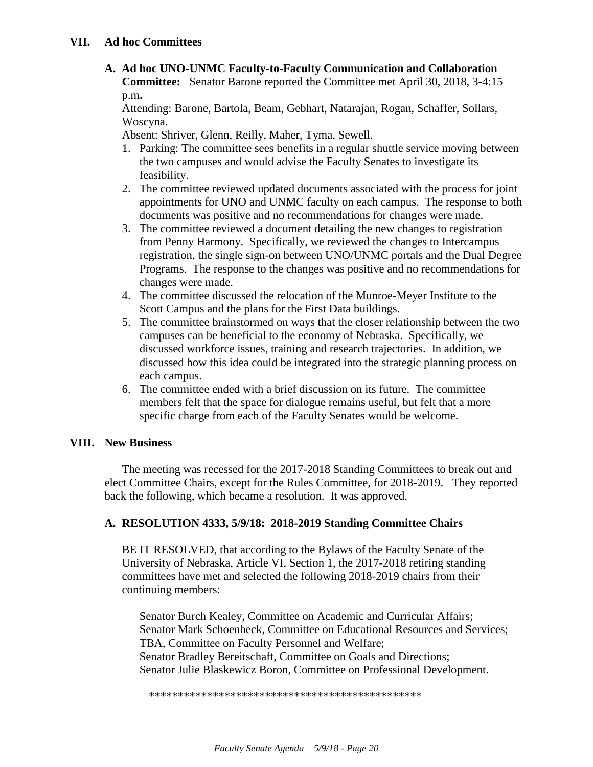## VII. Ad hoc Committees

### A. Ad hoc UNO-UNMC Faculty-to-Faculty Communication and Collaboration Committee:

Senator Barone reported the Committee met April 30, 2018, 3-4:15 p.m**.**

Attending: Barone, Bartola, Beam, Gebhart, Natarajan, Rogan, Schaffer, Sollars, Woscyna.

Absent: Shriver, Glenn, Reilly, Maher, Tyma, Sewell.

1. Parking: The committee sees benefits in a regular shuttle service moving between the two campuses and would advise the Faculty Senates to investigate its feasibility.
2. The committee reviewed updated documents associated with the process for joint appointments for UNO and UNMC faculty on each campus. The response to both documents was positive and no recommendations for changes were made.
3. The committee reviewed a document detailing the new changes to registration from Penny Harmony. Specifically, we reviewed the changes to Intercampus registration, the single sign-on between UNO/UNMC portals and the Dual Degree Programs. The response to the changes was positive and no recommendations for changes were made.
4. The committee discussed the relocation of the Munroe-Meyer Institute to the Scott Campus and the plans for the First Data buildings.
5. The committee brainstormed on ways that the closer relationship between the two campuses can be beneficial to the economy of Nebraska. Specifically, we discussed workforce issues, training and research trajectories. In addition, we discussed how this idea could be integrated into the strategic planning process on each campus.
6. The committee ended with a brief discussion on its future. The committee members felt that the space for dialogue remains useful, but felt that a more specific charge from each of the Faculty Senates would be welcome.

## VIII. New Business

The meeting was recessed for the 2017-2018 Standing Committees to break out and elect Committee Chairs, except for the Rules Committee, for 2018-2019. They reported back the following, which became a resolution. It was approved.

### A. RESOLUTION 4333, 5/9/18: 2018-2019 Standing Committee Chairs

BE IT RESOLVED, that according to the Bylaws of the Faculty Senate of the University of Nebraska, Article VI, Section 1, the 2017-2018 retiring standing committees have met and selected the following 2018-2019 chairs from their continuing members:

Senator Burch Kealey, Committee on Academic and Curricular Affairs;
Senator Mark Schoenbeck, Committee on Educational Resources and Services;
TBA, Committee on Faculty Personnel and Welfare;
Senator Bradley Bereitschaft, Committee on Goals and Directions;
Senator Julie Blaskewicz Boron, Committee on Professional Development.

\*\*\*\*\*\*\*\*\*\*\*\*\*\*\*\*\*\*\*\*\*\*\*\*\*\*\*\*\*\*\*\*\*\*\*\*\*\*\*\*\*\*\*\*\*\*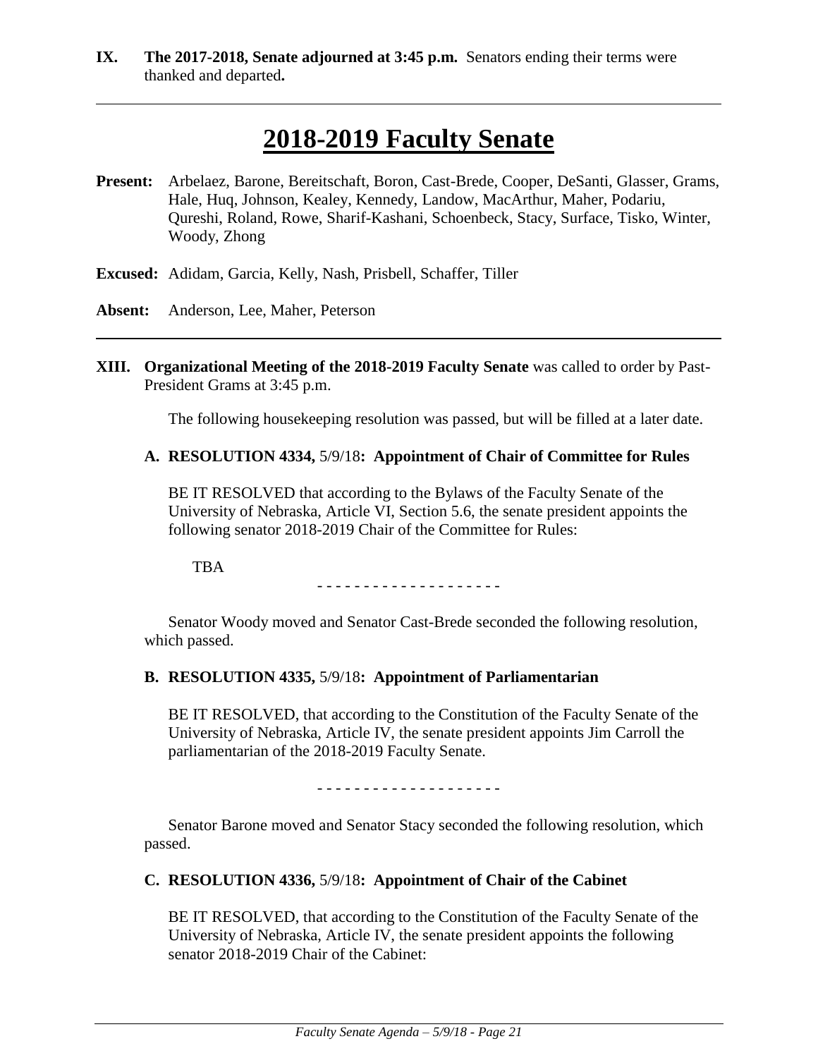**IX. The 2017-2018, Senate adjourned at 3:45 p.m.** Senators ending their terms were thanked and departed**.**

---

# 2018-2019 Faculty Senate

**Present:** Arbelaez, Barone, Bereitschaft, Boron, Cast-Brede, Cooper, DeSanti, Glasser, Grams, Hale, Huq, Johnson, Kealey, Kennedy, Landow, MacArthur, Maher, Podariu, Qureshi, Roland, Rowe, Sharif-Kashani, Schoenbeck, Stacy, Surface, Tisko, Winter, Woody, Zhong

**Excused:** Adidam, Garcia, Kelly, Nash, Prisbell, Schaffer, Tiller

**Absent:** Anderson, Lee, Maher, Peterson

---

**XIII. Organizational Meeting of the 2018-2019 Faculty Senate** was called to order by Past-President Grams at 3:45 p.m.

The following housekeeping resolution was passed, but will be filled at a later date.

**A. RESOLUTION 4334,** 5/9/18**: Appointment of Chair of Committee for Rules**

BE IT RESOLVED that according to the Bylaws of the Faculty Senate of the University of Nebraska, Article VI, Section 5.6, the senate president appoints the following senator 2018-2019 Chair of the Committee for Rules:

TBA

\- - - - - - - - - - - - - - - - - - -

Senator Woody moved and Senator Cast-Brede seconded the following resolution, which passed.

**B. RESOLUTION 4335,** 5/9/18**: Appointment of Parliamentarian**

BE IT RESOLVED, that according to the Constitution of the Faculty Senate of the University of Nebraska, Article IV, the senate president appoints Jim Carroll the parliamentarian of the 2018-2019 Faculty Senate.

\- - - - - - - - - - - - - - - - - - -

Senator Barone moved and Senator Stacy seconded the following resolution, which passed.

**C. RESOLUTION 4336,** 5/9/18**: Appointment of Chair of the Cabinet**

BE IT RESOLVED, that according to the Constitution of the Faculty Senate of the University of Nebraska, Article IV, the senate president appoints the following senator 2018-2019 Chair of the Cabinet: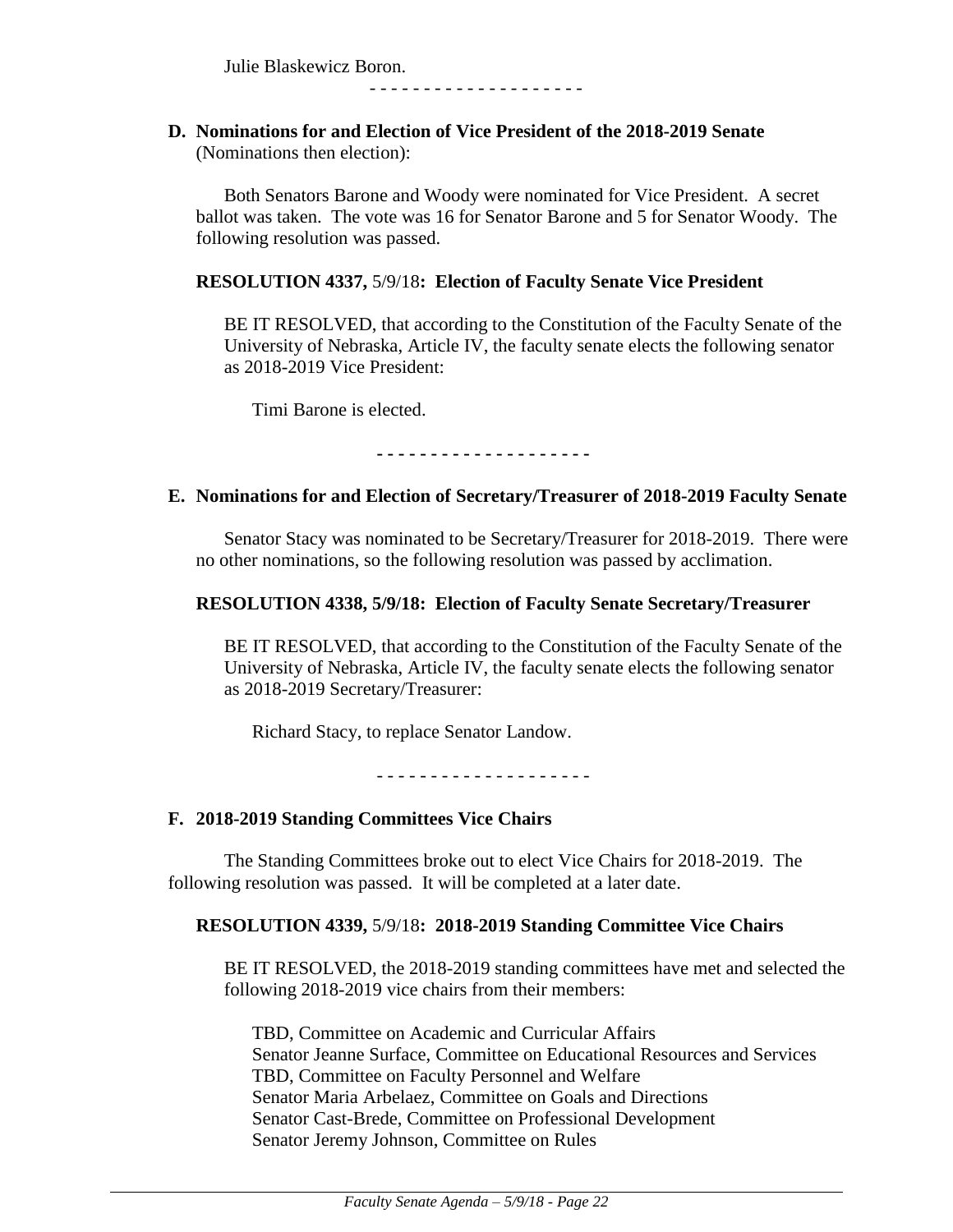Julie Blaskewicz Boron.

- - - - - - - - - - - - - - - - - - - -

**D. Nominations for and Election of Vice President of the 2018-2019 Senate**
(Nominations then election):

Both Senators Barone and Woody were nominated for Vice President. A secret ballot was taken. The vote was 16 for Senator Barone and 5 for Senator Woody. The following resolution was passed.

**RESOLUTION 4337,** 5/9/18**: Election of Faculty Senate Vice President**

BE IT RESOLVED, that according to the Constitution of the Faculty Senate of the University of Nebraska, Article IV, the faculty senate elects the following senator as 2018-2019 Vice President:

Timi Barone is elected.

- - - - - - - - - - - - - - - - - - - -

**E. Nominations for and Election of Secretary/Treasurer of 2018-2019 Faculty Senate**

Senator Stacy was nominated to be Secretary/Treasurer for 2018-2019. There were no other nominations, so the following resolution was passed by acclimation.

**RESOLUTION 4338, 5/9/18: Election of Faculty Senate Secretary/Treasurer**

BE IT RESOLVED, that according to the Constitution of the Faculty Senate of the University of Nebraska, Article IV, the faculty senate elects the following senator as 2018-2019 Secretary/Treasurer:

Richard Stacy, to replace Senator Landow.

- - - - - - - - - - - - - - - - - - - -

**F. 2018-2019 Standing Committees Vice Chairs**

The Standing Committees broke out to elect Vice Chairs for 2018-2019. The following resolution was passed. It will be completed at a later date.

**RESOLUTION 4339,** 5/9/18**: 2018-2019 Standing Committee Vice Chairs**

BE IT RESOLVED, the 2018-2019 standing committees have met and selected the following 2018-2019 vice chairs from their members:

TBD, Committee on Academic and Curricular Affairs
Senator Jeanne Surface, Committee on Educational Resources and Services
TBD, Committee on Faculty Personnel and Welfare
Senator Maria Arbelaez, Committee on Goals and Directions
Senator Cast-Brede, Committee on Professional Development
Senator Jeremy Johnson, Committee on Rules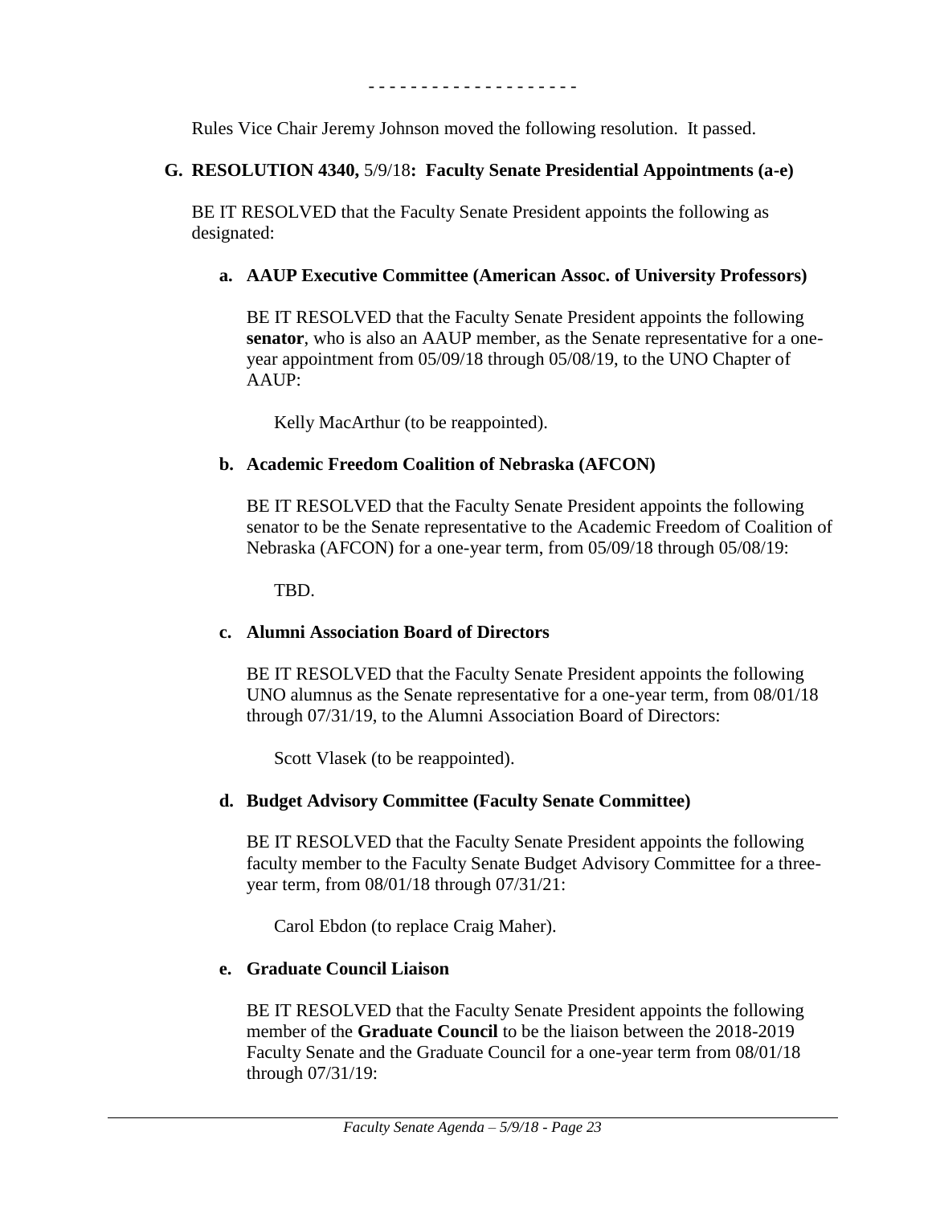\- - - - - - - - - - - - - - - - - - - -

Rules Vice Chair Jeremy Johnson moved the following resolution. It passed.

**G. RESOLUTION 4340,** 5/9/18**: Faculty Senate Presidential Appointments (a-e)**

BE IT RESOLVED that the Faculty Senate President appoints the following as designated:

**a. AAUP Executive Committee (American Assoc. of University Professors)**

BE IT RESOLVED that the Faculty Senate President appoints the following **senator**, who is also an AAUP member, as the Senate representative for a one-year appointment from 05/09/18 through 05/08/19, to the UNO Chapter of AAUP:

Kelly MacArthur (to be reappointed).

**b. Academic Freedom Coalition of Nebraska (AFCON)**

BE IT RESOLVED that the Faculty Senate President appoints the following senator to be the Senate representative to the Academic Freedom of Coalition of Nebraska (AFCON) for a one-year term, from 05/09/18 through 05/08/19:

TBD.

**c. Alumni Association Board of Directors**

BE IT RESOLVED that the Faculty Senate President appoints the following UNO alumnus as the Senate representative for a one-year term, from 08/01/18 through 07/31/19, to the Alumni Association Board of Directors:

Scott Vlasek (to be reappointed).

**d. Budget Advisory Committee (Faculty Senate Committee)**

BE IT RESOLVED that the Faculty Senate President appoints the following faculty member to the Faculty Senate Budget Advisory Committee for a three-year term, from 08/01/18 through 07/31/21:

Carol Ebdon (to replace Craig Maher).

**e. Graduate Council Liaison**

BE IT RESOLVED that the Faculty Senate President appoints the following member of the **Graduate Council** to be the liaison between the 2018-2019 Faculty Senate and the Graduate Council for a one-year term from 08/01/18 through 07/31/19: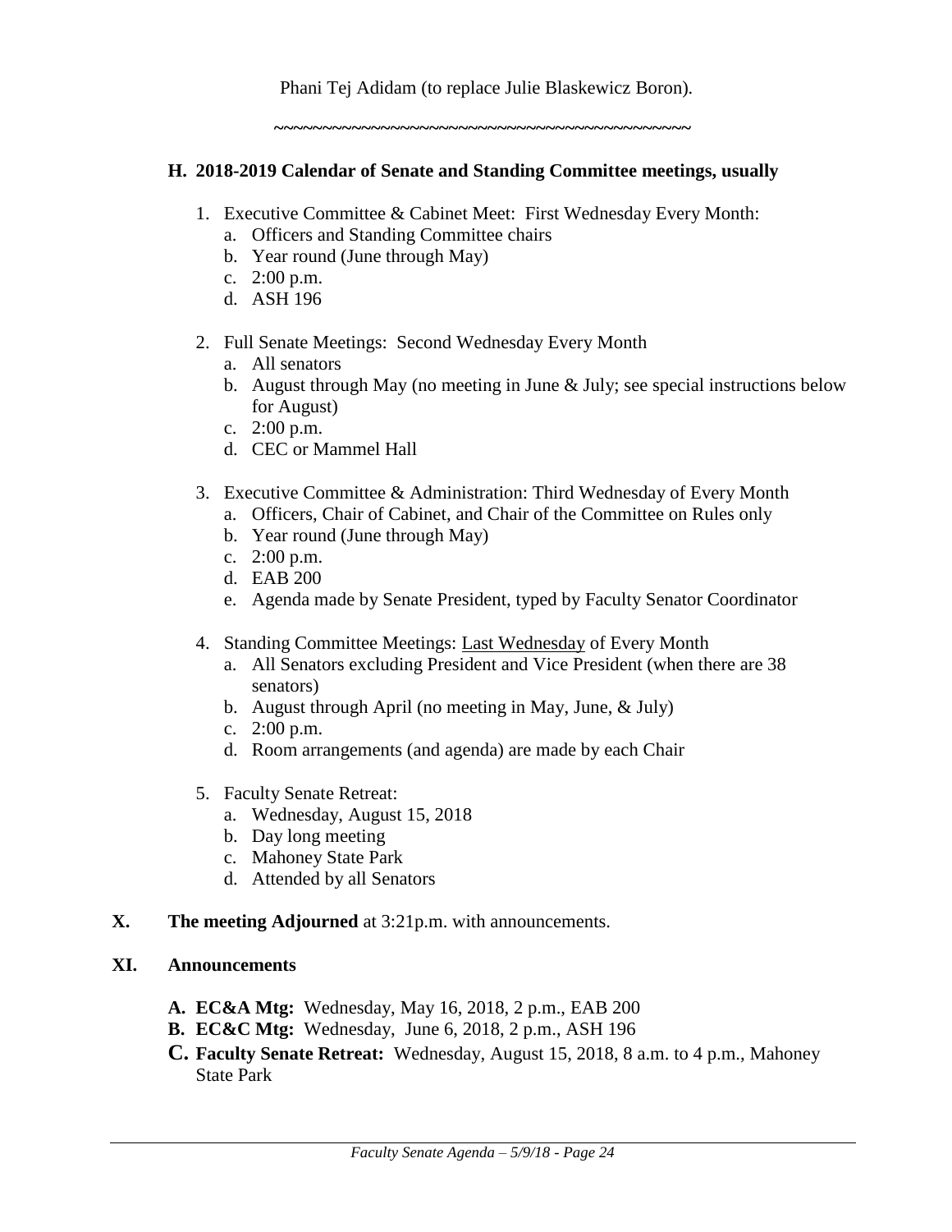Phani Tej Adidam (to replace Julie Blaskewicz Boron).

~~~~~~~~~~~~~~~~~~~~~~~~~~~~~~~~~~~~~~~~~~~~

**H. 2018-2019 Calendar of Senate and Standing Committee meetings, usually**

1. Executive Committee & Cabinet Meet: First Wednesday Every Month:
   a. Officers and Standing Committee chairs
   b. Year round (June through May)
   c. 2:00 p.m.
   d. ASH 196

2. Full Senate Meetings: Second Wednesday Every Month
   a. All senators
   b. August through May (no meeting in June & July; see special instructions below for August)
   c. 2:00 p.m.
   d. CEC or Mammel Hall

3. Executive Committee & Administration: Third Wednesday of Every Month
   a. Officers, Chair of Cabinet, and Chair of the Committee on Rules only
   b. Year round (June through May)
   c. 2:00 p.m.
   d. EAB 200
   e. Agenda made by Senate President, typed by Faculty Senator Coordinator

4. Standing Committee Meetings: Last Wednesday of Every Month
   a. All Senators excluding President and Vice President (when there are 38 senators)
   b. August through April (no meeting in May, June, & July)
   c. 2:00 p.m.
   d. Room arrangements (and agenda) are made by each Chair

5. Faculty Senate Retreat:
   a. Wednesday, August 15, 2018
   b. Day long meeting
   c. Mahoney State Park
   d. Attended by all Senators

**X. The meeting Adjourned** at 3:21p.m. with announcements.

**XI. Announcements**

- **A. EC&A Mtg:** Wednesday, May 16, 2018, 2 p.m., EAB 200
- **B. EC&C Mtg:** Wednesday, June 6, 2018, 2 p.m., ASH 196
- **C. Faculty Senate Retreat:** Wednesday, August 15, 2018, 8 a.m. to 4 p.m., Mahoney State Park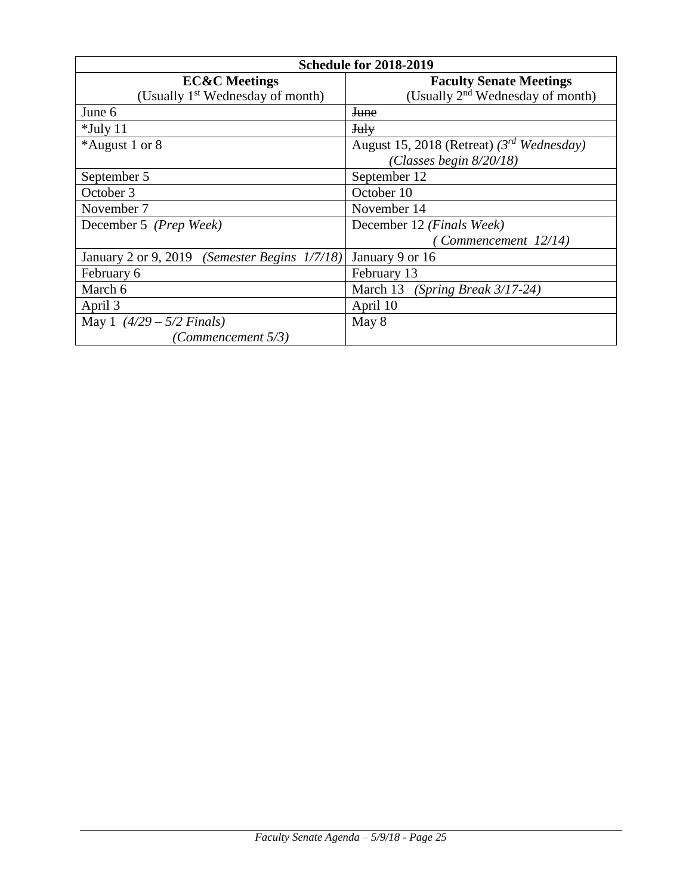| Schedule for 2018-2019 | |
|---|---|
| **EC&C Meetings** (Usually 1st Wednesday of month) | **Faculty Senate Meetings** (Usually 2nd Wednesday of month) |
| June 6 | ~~June~~ |
| *July 11 | ~~July~~ |
| *August 1 or 8 | August 15, 2018 (Retreat) *(3rd Wednesday)* *(Classes begin 8/20/18)* |
| September 5 | September 12 |
| October 3 | October 10 |
| November 7 | November 14 |
| December 5 *(Prep Week)* | December 12 *(Finals Week)* *( Commencement 12/14)* |
| January 2 or 9, 2019 *(Semester Begins 1/7/18)* | January 9 or 16 |
| February 6 | February 13 |
| March 6 | March 13 *(Spring Break 3/17-24)* |
| April 3 | April 10 |
| May 1 *(4/29 – 5/2 Finals)* *(Commencement 5/3)* | May 8 |